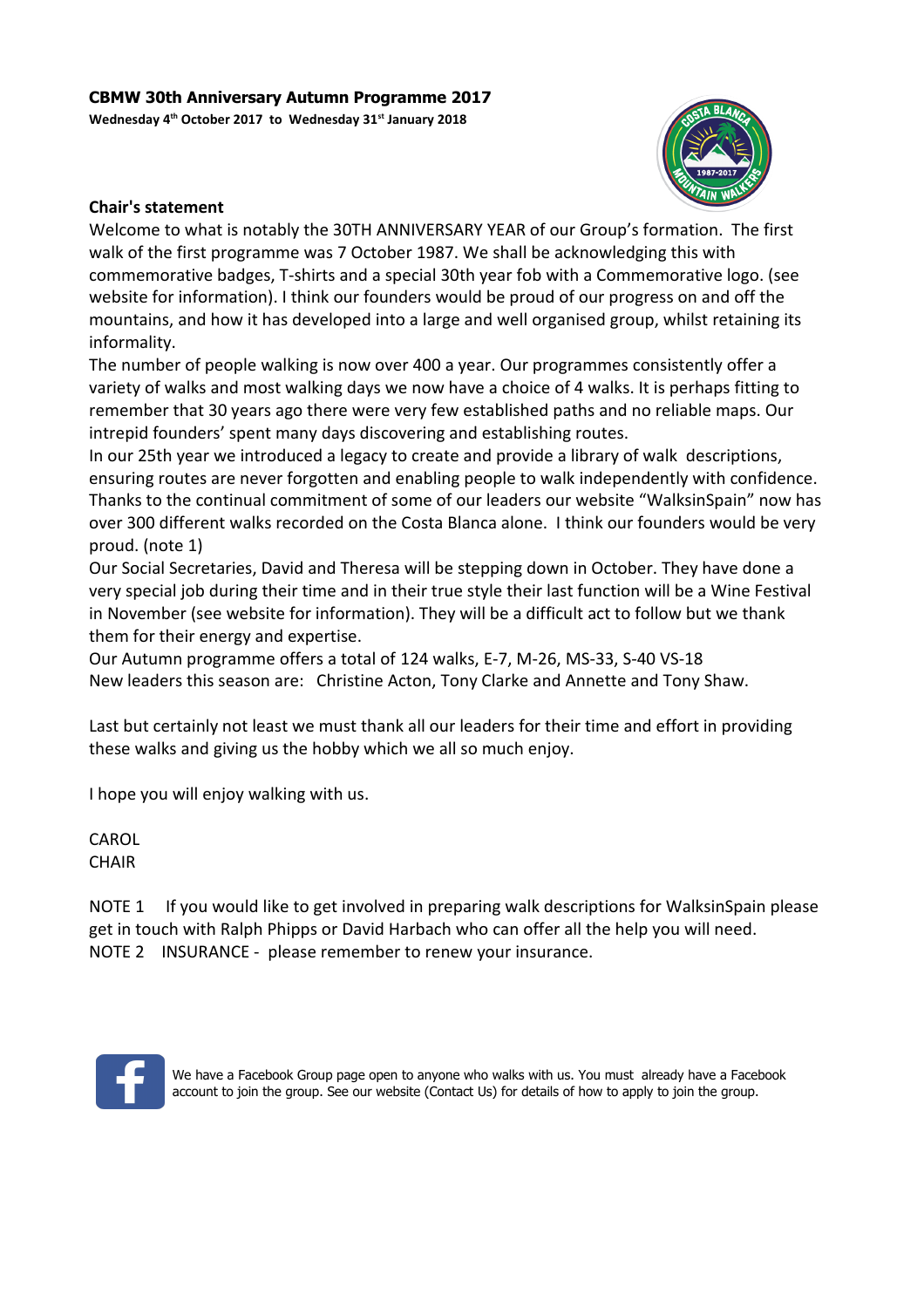**CBMW 30th Anniversary Autumn Programme 2017**

**Wednesday 4th October 2017 to Wednesday 31st January 2018**

**Chair's statement**

Welcome to what is notably the 30TH ANNIVERSARY YEAR of our Group's formation. The first walk of the first programme was 7 October 1987. We shall be acknowledging this with commemorative badges, T-shirts and a special 30th year fob with a Commemorative logo. (see website for information). I think our founders would be proud of our progress on and off the mountains, and how it has developed into a large and well organised group, whilst retaining its informality.

The number of people walking is now over 400 a year. Our programmes consistently offer a variety of walks and most walking days we now have a choice of 4 walks. It is perhaps fitting to remember that 30 years ago there were very few established paths and no reliable maps. Our intrepid founders' spent many days discovering and establishing routes.

In our 25th year we introduced a legacy to create and provide a library of walk descriptions, ensuring routes are never forgotten and enabling people to walk independently with confidence. Thanks to the continual commitment of some of our leaders our website "WalksinSpain" now has over 300 different walks recorded on the Costa Blanca alone. I think our founders would be very proud. (note 1)

Our Social Secretaries, David and Theresa will be stepping down in October. They have done a very special job during their time and in their true style their last function will be a Wine Festival in November (see website for information). They will be a difficult act to follow but we thank them for their energy and expertise.

Our Autumn programme offers a total of 124 walks, E-7, M-26, MS-33, S-40 VS-18

New leaders this season are: Christine Acton, Tony Clarke and Annette and Tony Shaw.

Last but certainly not least we must thank all our leaders for their time and effort in providing these walks and giving us the hobby which we all so much enjoy.

I hope you will enjoy walking with us.

CAROL
CHAIR

NOTE 1 If you would like to get involved in preparing walk descriptions for WalksinSpain please get in touch with Ralph Phipps or David Harbach who can offer all the help you will need.

NOTE 2 INSURANCE - please remember to renew your insurance.

We have a Facebook Group page open to anyone who walks with us. You must already have a Facebook account to join the group. See our website (Contact Us) for details of how to apply to join the group.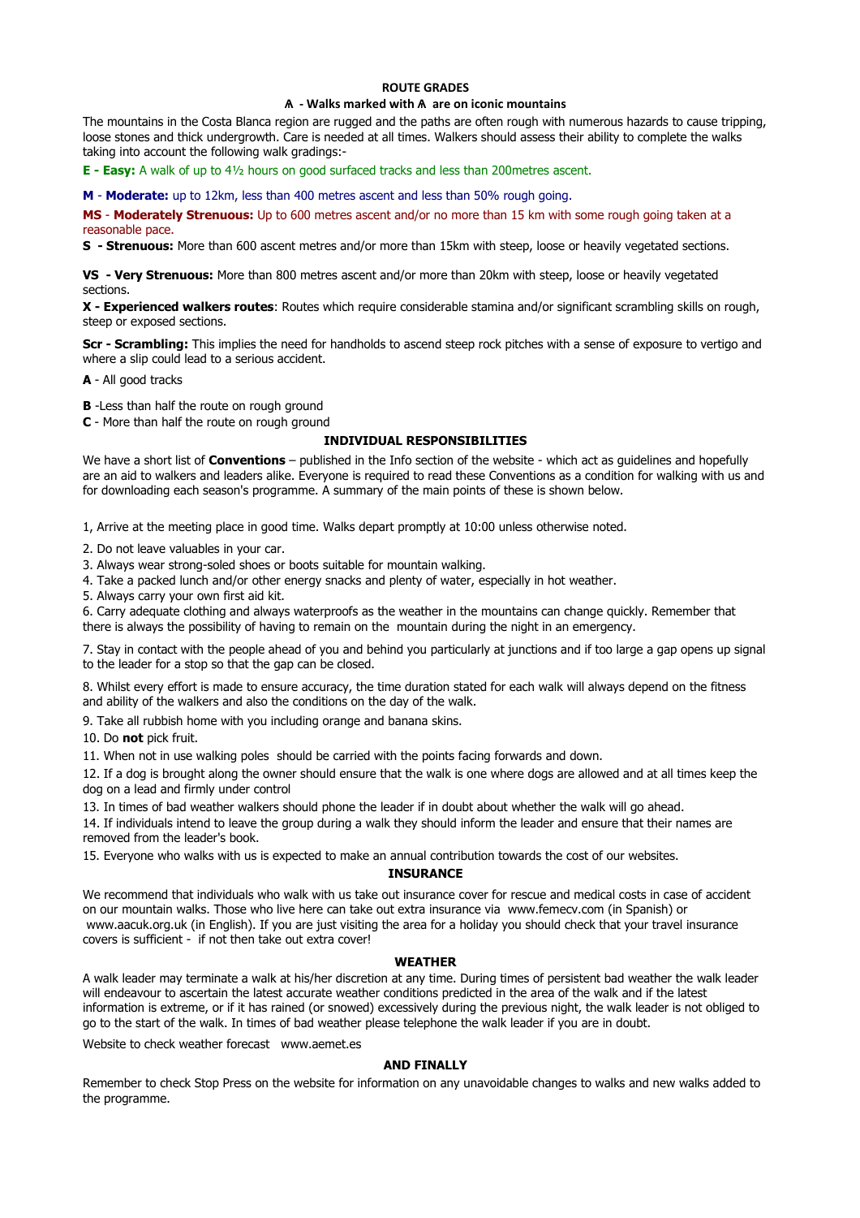## ROUTE GRADES

**ᗑ - Walks marked with ᗑ are on iconic mountains**

The mountains in the Costa Blanca region are rugged and the paths are often rough with numerous hazards to cause tripping, loose stones and thick undergrowth. Care is needed at all times. Walkers should assess their ability to complete the walks taking into account the following walk gradings:-

**E - Easy:** A walk of up to 4½ hours on good surfaced tracks and less than 200metres ascent.

**M** - **Moderate:** up to 12km, less than 400 metres ascent and less than 50% rough going.

**MS** - **Moderately Strenuous:** Up to 600 metres ascent and/or no more than 15 km with some rough going taken at a reasonable pace.

**S - Strenuous:** More than 600 ascent metres and/or more than 15km with steep, loose or heavily vegetated sections.

**VS - Very Strenuous:** More than 800 metres ascent and/or more than 20km with steep, loose or heavily vegetated sections.

**X - Experienced walkers routes**: Routes which require considerable stamina and/or significant scrambling skills on rough, steep or exposed sections.

**Scr - Scrambling:** This implies the need for handholds to ascend steep rock pitches with a sense of exposure to vertigo and where a slip could lead to a serious accident.

**A** - All good tracks

**B** -Less than half the route on rough ground

**C** - More than half the route on rough ground

## INDIVIDUAL RESPONSIBILITIES

We have a short list of **Conventions** – published in the Info section of the website - which act as guidelines and hopefully are an aid to walkers and leaders alike. Everyone is required to read these Conventions as a condition for walking with us and for downloading each season's programme. A summary of the main points of these is shown below.

1, Arrive at the meeting place in good time. Walks depart promptly at 10:00 unless otherwise noted.

2. Do not leave valuables in your car.

3. Always wear strong-soled shoes or boots suitable for mountain walking.

4. Take a packed lunch and/or other energy snacks and plenty of water, especially in hot weather.

5. Always carry your own first aid kit.

6. Carry adequate clothing and always waterproofs as the weather in the mountains can change quickly. Remember that there is always the possibility of having to remain on the mountain during the night in an emergency.

7. Stay in contact with the people ahead of you and behind you particularly at junctions and if too large a gap opens up signal to the leader for a stop so that the gap can be closed.

8. Whilst every effort is made to ensure accuracy, the time duration stated for each walk will always depend on the fitness and ability of the walkers and also the conditions on the day of the walk.

9. Take all rubbish home with you including orange and banana skins.

10. Do **not** pick fruit.

11. When not in use walking poles should be carried with the points facing forwards and down.

12. If a dog is brought along the owner should ensure that the walk is one where dogs are allowed and at all times keep the dog on a lead and firmly under control

13. In times of bad weather walkers should phone the leader if in doubt about whether the walk will go ahead.

14. If individuals intend to leave the group during a walk they should inform the leader and ensure that their names are removed from the leader's book.

15. Everyone who walks with us is expected to make an annual contribution towards the cost of our websites.

## INSURANCE

We recommend that individuals who walk with us take out insurance cover for rescue and medical costs in case of accident on our mountain walks. Those who live here can take out extra insurance via www.femecv.com (in Spanish) or www.aacuk.org.uk (in English). If you are just visiting the area for a holiday you should check that your travel insurance covers is sufficient - if not then take out extra cover!

## WEATHER

A walk leader may terminate a walk at his/her discretion at any time. During times of persistent bad weather the walk leader will endeavour to ascertain the latest accurate weather conditions predicted in the area of the walk and if the latest information is extreme, or if it has rained (or snowed) excessively during the previous night, the walk leader is not obliged to go to the start of the walk. In times of bad weather please telephone the walk leader if you are in doubt.

Website to check weather forecast www.aemet.es

## AND FINALLY

Remember to check Stop Press on the website for information on any unavoidable changes to walks and new walks added to the programme.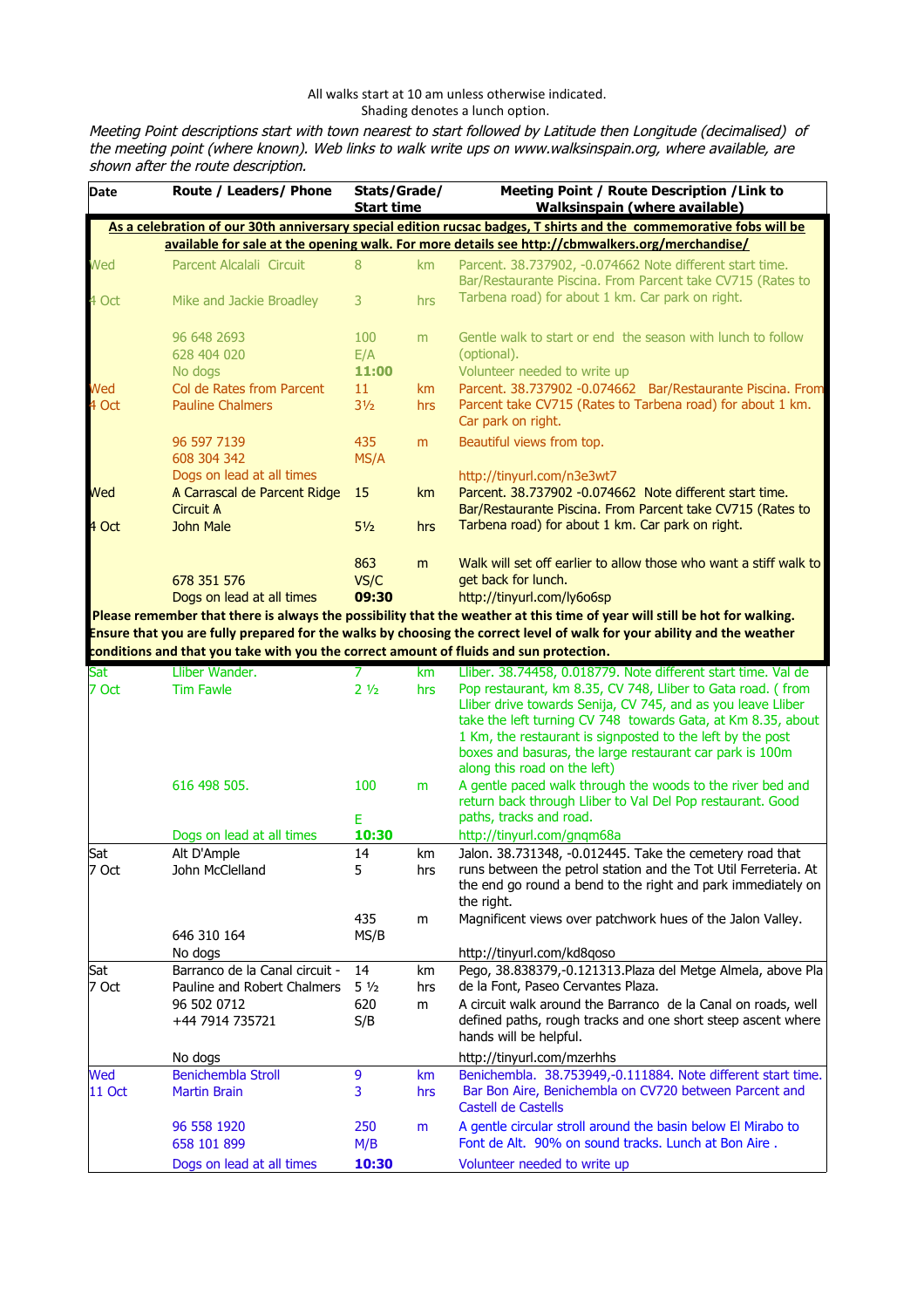All walks start at 10 am unless otherwise indicated.
Shading denotes a lunch option.

*Meeting Point descriptions start with town nearest to start followed by Latitude then Longitude (decimalised) of the meeting point (where known). Web links to walk write ups on www.walksinspain.org, where available, are shown after the route description.*

| Date | Route / Leaders/ Phone | Stats/Grade/ Start time | | Meeting Point / Route Description /Link to Walksinspain (where available) |
|---|---|---|---|---|
| **As a celebration of our 30th anniversary special edition rucsac badges, T shirts and the commemorative fobs will be available for sale at the opening walk. For more details see http://cbmwalkers.org/merchandise/** | | | | |
| Wed 4 Oct | Parcent Alcalali Circuit<br>Mike and Jackie Broadley<br>96 648 2693<br>628 404 020<br>No dogs | 8<br>3<br>100<br>E/A<br>**11:00** | km<br>hrs<br>m | Parcent. 38.737902, -0.074662 Note different start time. Bar/Restaurante Piscina. From Parcent take CV715 (Rates to Tarbena road) for about 1 km. Car park on right.<br>Gentle walk to start or end the season with lunch to follow (optional).<br>Volunteer needed to write up |
| Wed 4 Oct | Col de Rates from Parcent<br>Pauline Chalmers<br>96 597 7139<br>608 304 342<br>Dogs on lead at all times | 11<br>3½<br>435<br>MS/A | km<br>hrs<br>m | Parcent. 38.737902 -0.074662 Bar/Restaurante Piscina. From Parcent take CV715 (Rates to Tarbena road) for about 1 km. Car park on right.<br>Beautiful views from top.<br>http://tinyurl.com/n3e3wt7 |
| Wed 4 Oct | A Carrascal de Parcent Ridge Circuit A<br>John Male<br>678 351 576<br>Dogs on lead at all times | 15<br>5½<br>863<br>VS/C<br>**09:30** | km<br>hrs<br>m | Parcent. 38.737902 -0.074662 Note different start time. Bar/Restaurante Piscina. From Parcent take CV715 (Rates to Tarbena road) for about 1 km. Car park on right.<br>Walk will set off earlier to allow those who want a stiff walk to get back for lunch.<br>http://tinyurl.com/ly6o6sp |
| **Please remember that there is always the possibility that the weather at this time of year will still be hot for walking. Ensure that you are fully prepared for the walks by choosing the correct level of walk for your ability and the weather conditions and that you take with you the correct amount of fluids and sun protection.** | | | | |
| Sat 7 Oct | Lliber Wander.<br>Tim Fawle<br>616 498 505.<br>Dogs on lead at all times | 7<br>2 ½<br>100<br>E<br>**10:30** | km<br>hrs<br>m | Lliber. 38.74458, 0.018779. Note different start time. Val de Pop restaurant, km 8.35, CV 748, Lliber to Gata road. ( from Lliber drive towards Senija, CV 745, and as you leave Lliber take the left turning CV 748 towards Gata, at Km 8.35, about 1 Km, the restaurant is signposted to the left by the post boxes and basuras, the large restaurant car park is 100m along this road on the left)<br>A gentle paced walk through the woods to the river bed and return back through Lliber to Val Del Pop restaurant. Good paths, tracks and road.<br>http://tinyurl.com/gnqm68a |
| Sat 7 Oct | Alt D'Ample<br>John McClelland<br>646 310 164<br>No dogs | 14<br>5<br>435<br>MS/B | km<br>hrs<br>m | Jalon. 38.731348, -0.012445. Take the cemetery road that runs between the petrol station and the Tot Util Ferreteria. At the end go round a bend to the right and park immediately on the right.<br>Magnificent views over patchwork hues of the Jalon Valley.<br>http://tinyurl.com/kd8qoso |
| Sat 7 Oct | Barranco de la Canal circuit -<br>Pauline and Robert Chalmers<br>96 502 0712<br>+44 7914 735721<br>No dogs | 14<br>5 ½<br>620<br>S/B | km<br>hrs<br>m | Pego, 38.838379,-0.121313.Plaza del Metge Almela, above Pla de la Font, Paseo Cervantes Plaza.<br>A circuit walk around the Barranco de la Canal on roads, well defined paths, rough tracks and one short steep ascent where hands will be helpful.<br>http://tinyurl.com/mzerhhs |
| Wed 11 Oct | Benichembla Stroll<br>Martin Brain<br>96 558 1920<br>658 101 899<br>Dogs on lead at all times | 9<br>3<br>250<br>M/B<br>**10:30** | km<br>hrs<br>m | Benichembla. 38.753949,-0.111884. Note different start time. Bar Bon Aire, Benichembla on CV720 between Parcent and Castell de Castells<br>A gentle circular stroll around the basin below El Mirabo to Font de Alt. 90% on sound tracks. Lunch at Bon Aire .<br>Volunteer needed to write up |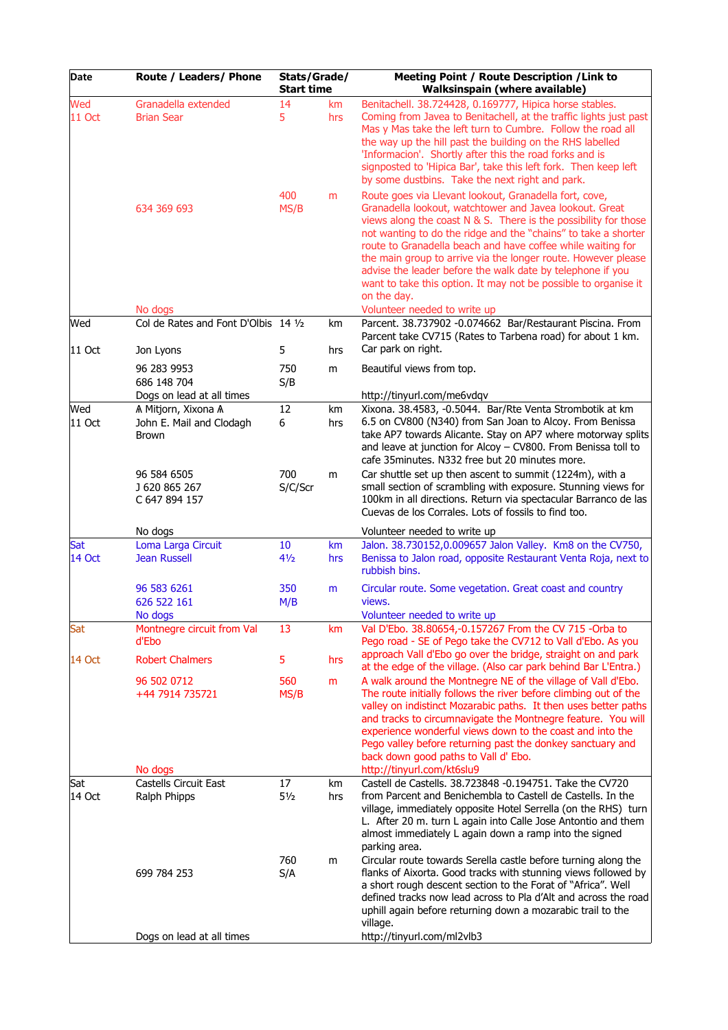| Date | Route / Leaders/ Phone | Stats/Grade/ Start time | | Meeting Point / Route Description /Link to Walksinspain (where available) |
|---|---|---|---|---|
| Wed 11 Oct | Granadella extended<br>Brian Sear<br>634 369 693<br>No dogs | 14<br>5<br>400<br>MS/B | km<br>hrs<br>m | Benitachell. 38.724428, 0.169777, Hipica horse stables. Coming from Javea to Benitachell, at the traffic lights just past Mas y Mas take the left turn to Cumbre. Follow the road all the way up the hill past the building on the RHS labelled 'Informacion'. Shortly after this the road forks and is signposted to 'Hipica Bar', take this left fork. Then keep left by some dustbins. Take the next right and park.<br>Route goes via Llevant lookout, Granadella fort, cove, Granadella lookout, watchtower and Javea lookout. Great views along the coast N & S. There is the possibility for those not wanting to do the ridge and the "chains" to take a shorter route to Granadella beach and have coffee while waiting for the main group to arrive via the longer route. However please advise the leader before the walk date by telephone if you want to take this option. It may not be possible to organise it on the day.<br>Volunteer needed to write up |
| Wed 11 Oct | Col de Rates and Font D'Olbis<br>Jon Lyons<br>96 283 9953<br>686 148 704<br>Dogs on lead at all times | 14 ½<br>5<br>750<br>S/B | km<br>hrs<br>m | Parcent. 38.737902 -0.074662 Bar/Restaurant Piscina. From Parcent take CV715 (Rates to Tarbena road) for about 1 km. Car park on right.<br>Beautiful views from top.<br>http://tinyurl.com/me6vdqv |
| Wed 11 Oct | ∧ Mitjorn, Xixona ∧<br>John E. Mail and Clodagh Brown<br>96 584 6505<br>J 620 865 267<br>C 647 894 157<br>No dogs | 12<br>6<br>700<br>S/C/Scr | km<br>hrs<br>m | Xixona. 38.4583, -0.5044. Bar/Rte Venta Strombotik at km 6.5 on CV800 (N340) from San Joan to Alcoy. From Benissa take AP7 towards Alicante. Stay on AP7 where motorway splits and leave at junction for Alcoy – CV800. From Benissa toll to cafe 35minutes. N332 free but 20 minutes more.<br>Car shuttle set up then ascent to summit (1224m), with a small section of scrambling with exposure. Stunning views for 100km in all directions. Return via spectacular Barranco de las Cuevas de los Corrales. Lots of fossils to find too.<br>Volunteer needed to write up |
| Sat 14 Oct | Loma Larga Circuit<br>Jean Russell<br>96 583 6261<br>626 522 161<br>No dogs | 10<br>4½<br>350<br>M/B | km<br>hrs<br>m | Jalon. 38.730152,0.009657 Jalon Valley. Km8 on the CV750, Benissa to Jalon road, opposite Restaurant Venta Roja, next to rubbish bins.<br>Circular route. Some vegetation. Great coast and country views.<br>Volunteer needed to write up |
| Sat 14 Oct | Montnegre circuit from Val d'Ebo<br>Robert Chalmers<br>96 502 0712<br>+44 7914 735721<br>No dogs | 13<br>5<br>560<br>MS/B | km<br>hrs<br>m | Val D'Ebo. 38.80654,-0.157267 From the CV 715 -Orba to Pego road - SE of Pego take the CV712 to Vall d'Ebo. As you approach Vall d'Ebo go over the bridge, straight on and park at the edge of the village. (Also car park behind Bar L'Entra.)<br>A walk around the Montnegre NE of the village of Vall d'Ebo. The route initially follows the river before climbing out of the valley on indistinct Mozarabic paths. It then uses better paths and tracks to circumnavigate the Montnegre feature. You will experience wonderful views down to the coast and into the Pego valley before returning past the donkey sanctuary and back down good paths to Vall d' Ebo.<br>http://tinyurl.com/kt6slu9 |
| Sat 14 Oct | Castells Circuit East<br>Ralph Phipps<br>699 784 253<br>Dogs on lead at all times | 17<br>5½<br>760<br>S/A | km<br>hrs<br>m | Castell de Castells. 38.723848 -0.194751. Take the CV720 from Parcent and Benichembla to Castell de Castells. In the village, immediately opposite Hotel Serrella (on the RHS) turn L. After 20 m. turn L again into Calle Jose Antontio and them almost immediately L again down a ramp into the signed parking area.<br>Circular route towards Serella castle before turning along the flanks of Aixorta. Good tracks with stunning views followed by a short rough descent section to the Forat of "Africa". Well defined tracks now lead across to Pla d'Alt and across the road uphill again before returning down a mozarabic trail to the village.<br>http://tinyurl.com/ml2vlb3 |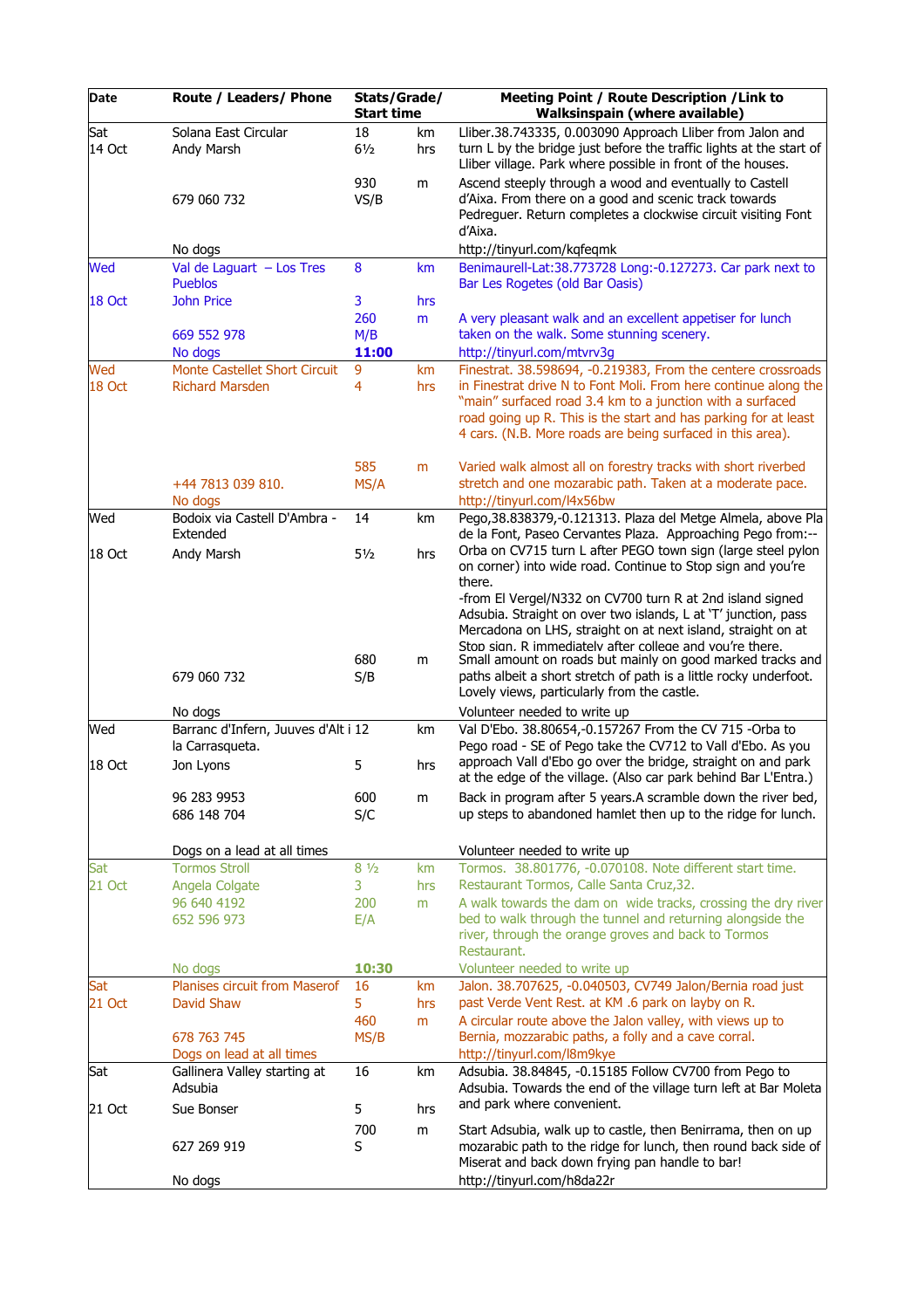| Date | Route / Leaders/ Phone | Stats/Grade/ Start time | | Meeting Point / Route Description /Link to Walksinspain (where available) |
|---|---|---|---|---|
| Sat 14 Oct | Solana East Circular<br>Andy Marsh<br>679 060 732<br>No dogs | 18<br>6½<br>930<br>VS/B | km<br>hrs<br>m | Lliber.38.743335, 0.003090 Approach Lliber from Jalon and turn L by the bridge just before the traffic lights at the start of Lliber village. Park where possible in front of the houses.<br>Ascend steeply through a wood and eventually to Castell d'Aixa. From there on a good and scenic track towards Pedreguer. Return completes a clockwise circuit visiting Font d'Aixa.<br>http://tinyurl.com/kqfeqmk |
| Wed 18 Oct | Val de Laguart – Los Tres Pueblos<br>John Price<br>669 552 978<br>No dogs | 8<br>3<br>260<br>M/B<br>**11:00** | km<br>hrs<br>m | Benimaurell-Lat:38.773728 Long:-0.127273. Car park next to Bar Les Rogetes (old Bar Oasis)<br>A very pleasant walk and an excellent appetiser for lunch taken on the walk. Some stunning scenery.<br>http://tinyurl.com/mtvrv3g |
| Wed 18 Oct | Monte Castellet Short Circuit<br>Richard Marsden<br>+44 7813 039 810.<br>No dogs | 9<br>4<br>585<br>MS/A | km<br>hrs<br>m | Finestrat. 38.598694, -0.219383, From the centere crossroads in Finestrat drive N to Font Moli. From here continue along the "main" surfaced road 3.4 km to a junction with a surfaced road going up R. This is the start and has parking for at least 4 cars. (N.B. More roads are being surfaced in this area).<br>Varied walk almost all on forestry tracks with short riverbed stretch and one mozarabic path. Taken at a moderate pace.<br>http://tinyurl.com/l4x56bw |
| Wed 18 Oct | Bodoix via Castell D'Ambra - Extended<br>Andy Marsh<br>679 060 732<br>No dogs | 14<br>5½<br>680<br>S/B | km<br>hrs<br>m | Pego,38.838379,-0.121313. Plaza del Metge Almela, above Pla de la Font, Paseo Cervantes Plaza. Approaching Pego from:--<br>Orba on CV715 turn L after PEGO town sign (large steel pylon on corner) into wide road. Continue to Stop sign and you're there.<br>-from El Vergel/N332 on CV700 turn R at 2nd island signed Adsubia. Straight on over two islands, L at 'T' junction, pass Mercadona on LHS, straight on at next island, straight on at Stop sign. R immediately after college and you're there.<br>Small amount on roads but mainly on good marked tracks and paths albeit a short stretch of path is a little rocky underfoot. Lovely views, particularly from the castle.<br>Volunteer needed to write up |
| Wed 18 Oct | Barranc d'Infern, Juuves d'Alt i la Carrasqueta.<br>Jon Lyons<br>96 283 9953<br>686 148 704<br>Dogs on a lead at all times | 12<br>5<br>600<br>S/C | km<br>hrs<br>m | Val D'Ebo. 38.80654,-0.157267 From the CV 715 -Orba to Pego road - SE of Pego take the CV712 to Vall d'Ebo. As you approach Vall d'Ebo go over the bridge, straight on and park at the edge of the village. (Also car park behind Bar L'Entra.)<br>Back in program after 5 years.A scramble down the river bed, up steps to abandoned hamlet then up to the ridge for lunch.<br>Volunteer needed to write up |
| Sat 21 Oct | Tormos Stroll<br>Angela Colgate<br>96 640 4192<br>652 596 973<br>No dogs | 8 ½<br>3<br>200<br>E/A<br>**10:30** | km<br>hrs<br>m | Tormos. 38.801776, -0.070108. Note different start time. Restaurant Tormos, Calle Santa Cruz,32.<br>A walk towards the dam on wide tracks, crossing the dry river bed to walk through the tunnel and returning alongside the river, through the orange groves and back to Tormos Restaurant.<br>Volunteer needed to write up |
| Sat 21 Oct | Planises circuit from Maserof<br>David Shaw<br>678 763 745<br>Dogs on lead at all times | 16<br>5<br>460<br>MS/B | km<br>hrs<br>m | Jalon. 38.707625, -0.040503, CV749 Jalon/Bernia road just past Verde Vent Rest. at KM .6 park on layby on R.<br>A circular route above the Jalon valley, with views up to Bernia, mozzarabic paths, a folly and a cave corral.<br>http://tinyurl.com/l8m9kye |
| Sat 21 Oct | Gallinera Valley starting at Adsubia<br>Sue Bonser<br>627 269 919<br>No dogs | 16<br>5<br>700<br>S | km<br>hrs<br>m | Adsubia. 38.84845, -0.15185 Follow CV700 from Pego to Adsubia. Towards the end of the village turn left at Bar Moleta and park where convenient.<br>Start Adsubia, walk up to castle, then Benirrama, then on up mozarabic path to the ridge for lunch, then round back side of Miserat and back down frying pan handle to bar!<br>http://tinyurl.com/h8da22r |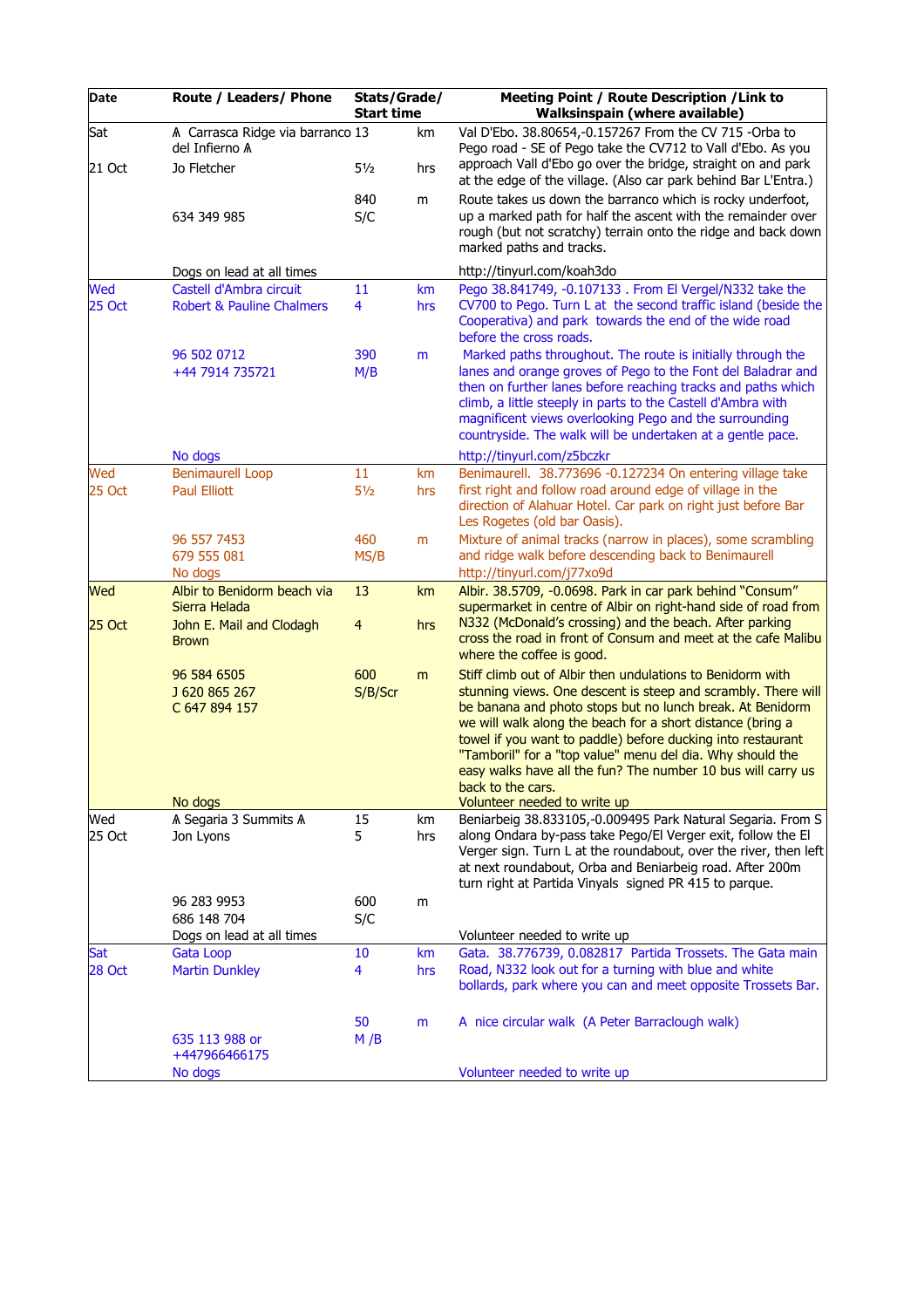| Date | Route / Leaders/ Phone | Stats/Grade/ Start time | | Meeting Point / Route Description /Link to Walksinspain (where available) |
|---|---|---|---|---|
| Sat 21 Oct | ⩚ Carrasca Ridge via barranco del Infierno ⩚ Jo Fletcher 634 349 985 Dogs on lead at all times | 13 5½ 840 S/C | km hrs m | Val D'Ebo. 38.80654,-0.157267 From the CV 715 -Orba to Pego road - SE of Pego take the CV712 to Vall d'Ebo. As you approach Vall d'Ebo go over the bridge, straight on and park at the edge of the village. (Also car park behind Bar L'Entra.) Route takes us down the barranco which is rocky underfoot, up a marked path for half the ascent with the remainder over rough (but not scratchy) terrain onto the ridge and back down marked paths and tracks. http://tinyurl.com/koah3do |
| Wed 25 Oct | Castell d'Ambra circuit Robert & Pauline Chalmers 96 502 0712 +44 7914 735721 No dogs | 11 4 390 M/B | km hrs m | Pego 38.841749, -0.107133 . From El Vergel/N332 take the CV700 to Pego. Turn L at the second traffic island (beside the Cooperativa) and park towards the end of the wide road before the cross roads. Marked paths throughout. The route is initially through the lanes and orange groves of Pego to the Font del Baladrar and then on further lanes before reaching tracks and paths which climb, a little steeply in parts to the Castell d'Ambra with magnificent views overlooking Pego and the surrounding countryside. The walk will be undertaken at a gentle pace. http://tinyurl.com/z5bczkr |
| Wed 25 Oct | Benimaurell Loop Paul Elliott 96 557 7453 679 555 081 No dogs | 11 5½ 460 MS/B | km hrs m | Benimaurell. 38.773696 -0.127234 On entering village take first right and follow road around edge of village in the direction of Alahuar Hotel. Car park on right just before Bar Les Rogetes (old bar Oasis). Mixture of animal tracks (narrow in places), some scrambling and ridge walk before descending back to Benimaurell http://tinyurl.com/j77xo9d |
| Wed 25 Oct | Albir to Benidorm beach via Sierra Helada John E. Mail and Clodagh Brown 96 584 6505 J 620 865 267 C 647 894 157 No dogs | 13 4 600 S/B/Scr | km hrs m | Albir. 38.5709, -0.0698. Park in car park behind "Consum" supermarket in centre of Albir on right-hand side of road from N332 (McDonald's crossing) and the beach. After parking cross the road in front of Consum and meet at the cafe Malibu where the coffee is good. Stiff climb out of Albir then undulations to Benidorm with stunning views. One descent is steep and scrambly. There will be banana and photo stops but no lunch break. At Benidorm we will walk along the beach for a short distance (bring a towel if you want to paddle) before ducking into restaurant "Tamboril" for a "top value" menu del dia. Why should the easy walks have all the fun? The number 10 bus will carry us back to the cars. Volunteer needed to write up |
| Wed 25 Oct | ⩚ Segaria 3 Summits ⩚ Jon Lyons 96 283 9953 686 148 704 Dogs on lead at all times | 15 5 600 S/C | km hrs m | Beniarbeig 38.833105,-0.009495 Park Natural Segaria. From S along Ondara by-pass take Pego/El Verger exit, follow the El Verger sign. Turn L at the roundabout, over the river, then left at next roundabout, Orba and Beniarbeig road. After 200m turn right at Partida Vinyals signed PR 415 to parque. Volunteer needed to write up |
| Sat 28 Oct | Gata Loop Martin Dunkley 635 113 988 or +447966466175 No dogs | 10 4 50 M /B | km hrs m | Gata. 38.776739, 0.082817 Partida Trossets. The Gata main Road, N332 look out for a turning with blue and white bollards, park where you can and meet opposite Trossets Bar. A nice circular walk (A Peter Barraclough walk) Volunteer needed to write up |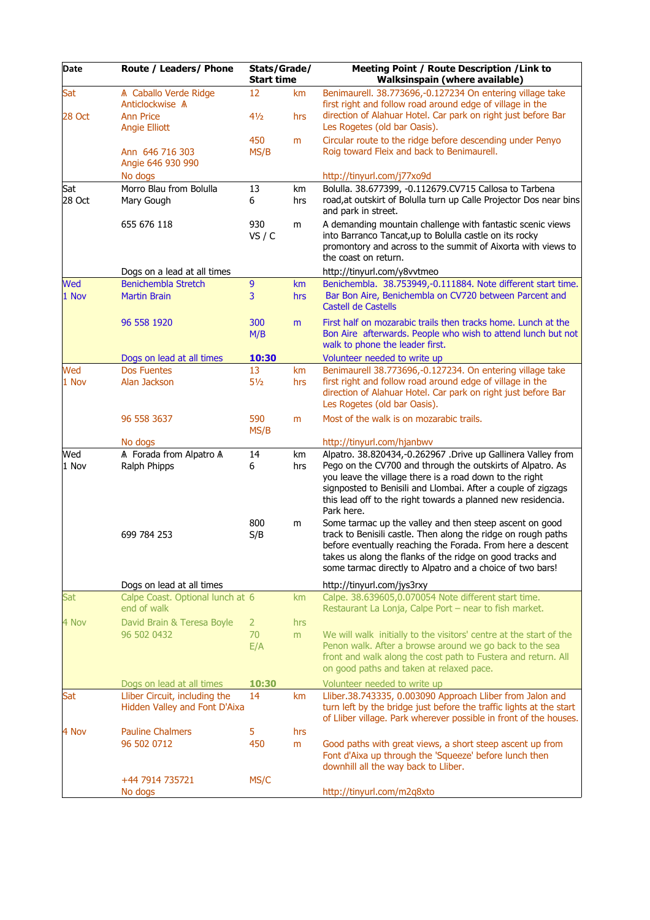| Date | Route / Leaders/ Phone | Stats/Grade/ Start time | | Meeting Point / Route Description /Link to Walksinspain (where available) |
|---|---|---|---|---|
| Sat<br>28 Oct | ₼ Caballo Verde Ridge Anticlockwise ₼<br>Ann Price<br>Angie Elliott<br>Ann 646 716 303<br>Angie 646 930 990<br>No dogs | 12<br>4½<br>450<br>MS/B | km<br>hrs<br>m | Benimaurell. 38.773696,-0.127234 On entering village take first right and follow road around edge of village in the direction of Alahuar Hotel. Car park on right just before Bar Les Rogetes (old bar Oasis).<br>Circular route to the ridge before descending under Penyo Roig toward Fleix and back to Benimaurell.<br>http://tinyurl.com/j77xo9d |
| Sat<br>28 Oct | Morro Blau from Bolulla<br>Mary Gough<br>655 676 118<br>Dogs on a lead at all times | 13<br>6<br>930<br>VS / C | km<br>hrs<br>m | Bolulla. 38.677399, -0.112679.CV715 Callosa to Tarbena road,at outskirt of Bolulla turn up Calle Projector Dos near bins and park in street.<br>A demanding mountain challenge with fantastic scenic views into Barranco Tancat,up to Bolulla castle on its rocky promontory and across to the summit of Aixorta with views to the coast on return.<br>http://tinyurl.com/y8vvtmeo |
| Wed<br>1 Nov | Benichembla Stretch<br>Martin Brain<br>96 558 1920<br>Dogs on lead at all times | 9<br>3<br>300<br>M/B<br>**10:30** | km<br>hrs<br>m | Benichembla. 38.753949,-0.111884. Note different start time. Bar Bon Aire, Benichembla on CV720 between Parcent and Castell de Castells<br>First half on mozarabic trails then tracks home. Lunch at the Bon Aire afterwards. People who wish to attend lunch but not walk to phone the leader first.<br>Volunteer needed to write up |
| Wed<br>1 Nov | Dos Fuentes<br>Alan Jackson<br>96 558 3637<br>No dogs | 13<br>5½<br>590<br>MS/B | km<br>hrs<br>m | Benimaurell 38.773696,-0.127234. On entering village take first right and follow road around edge of village in the direction of Alahuar Hotel. Car park on right just before Bar Les Rogetes (old bar Oasis).<br>Most of the walk is on mozarabic trails.<br>http://tinyurl.com/hjanbwv |
| Wed<br>1 Nov | ₼ Forada from Alpatro ₼<br>Ralph Phipps<br>699 784 253<br>Dogs on lead at all times | 14<br>6<br>800<br>S/B | km<br>hrs<br>m | Alpatro. 38.820434,-0.262967 .Drive up Gallinera Valley from Pego on the CV700 and through the outskirts of Alpatro. As you leave the village there is a road down to the right signposted to Benisili and Llombai. After a couple of zigzags this lead off to the right towards a planned new residencia. Park here.<br>Some tarmac up the valley and then steep ascent on good track to Benisili castle. Then along the ridge on rough paths before eventually reaching the Forada. From here a descent takes us along the flanks of the ridge on good tracks and some tarmac directly to Alpatro and a choice of two bars!<br>http://tinyurl.com/jys3rxy |
| Sat<br>4 Nov | Calpe Coast. Optional lunch at end of walk<br>David Brain & Teresa Boyle<br>96 502 0432<br>Dogs on lead at all times | 6<br>2<br>70<br>E/A<br>**10:30** | km<br>hrs<br>m | Calpe. 38.639605,0.070054 Note different start time. Restaurant La Lonja, Calpe Port – near to fish market.<br>We will walk initially to the visitors' centre at the start of the Penon walk. After a browse around we go back to the sea front and walk along the cost path to Fustera and return. All on good paths and taken at relaxed pace.<br>Volunteer needed to write up |
| Sat<br>4 Nov | Lliber Circuit, including the Hidden Valley and Font D'Aixa<br>Pauline Chalmers<br>96 502 0712<br>+44 7914 735721<br>No dogs | 14<br>5<br>450<br>MS/C | km<br>hrs<br>m | Lliber.38.743335, 0.003090 Approach Lliber from Jalon and turn left by the bridge just before the traffic lights at the start of Lliber village. Park wherever possible in front of the houses.<br>Good paths with great views, a short steep ascent up from Font d'Aixa up through the 'Squeeze' before lunch then downhill all the way back to Lliber.<br>http://tinyurl.com/m2q8xto |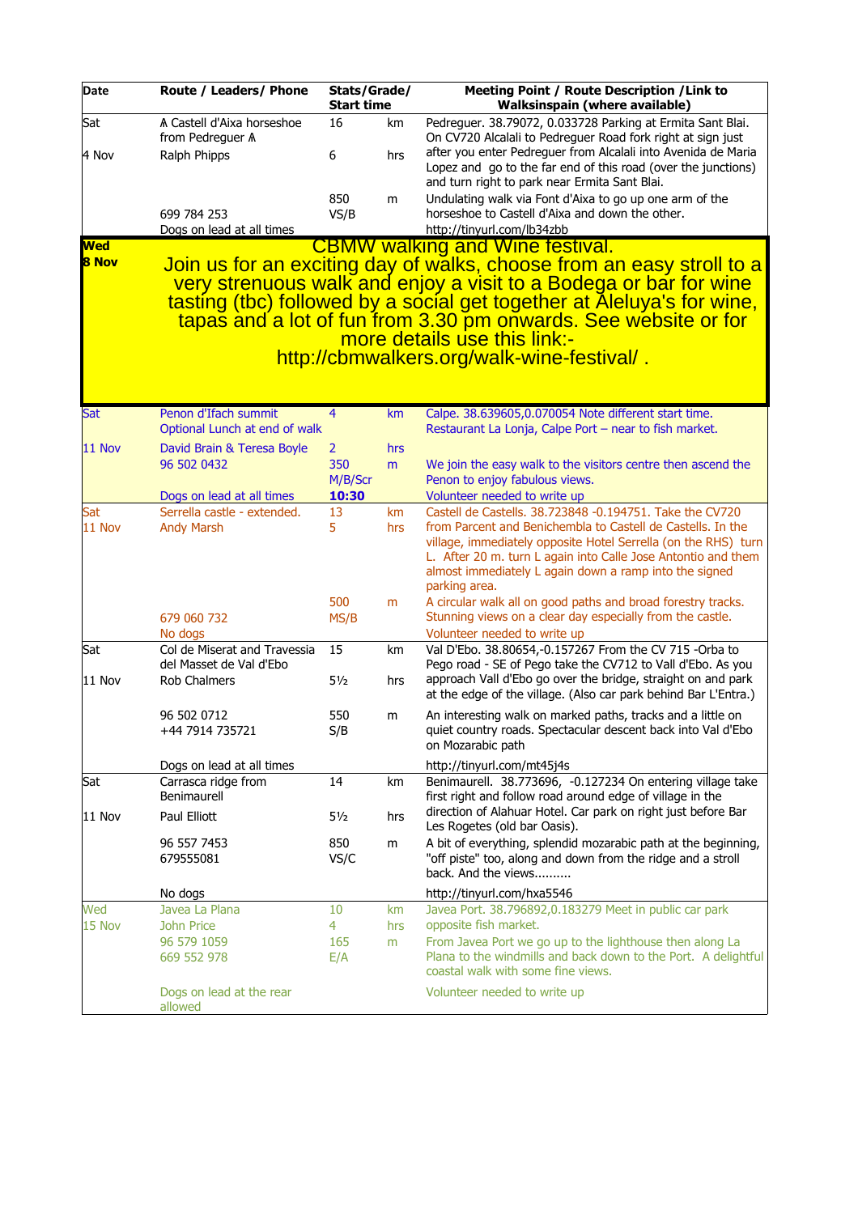| Date | Route / Leaders/ Phone | Stats/Grade/ Start time | | Meeting Point / Route Description /Link to Walksinspain (where available) |
|---|---|---|---|---|
| Sat 4 Nov | A Castell d'Aixa horseshoe from Pedreguer A<br>Ralph Phipps<br>699 784 253<br>Dogs on lead at all times | 16<br>6<br>850<br>VS/B | km<br>hrs<br>m | Pedreguer. 38.79072, 0.033728 Parking at Ermita Sant Blai. On CV720 Alcalali to Pedreguer Road fork right at sign just after you enter Pedreguer from Alcalali into Avenida de Maria Lopez and go to the far end of this road (over the junctions) and turn right to park near Ermita Sant Blai.<br>Undulating walk via Font d'Aixa to go up one arm of the horseshoe to Castell d'Aixa and down the other.<br>http://tinyurl.com/lb34zbb |
| **Wed 8 Nov** | CBMW walking and Wine festival. Join us for an exciting day of walks, choose from an easy stroll to a very strenuous walk and enjoy a visit to a Bodega or bar for wine tasting (tbc) followed by a social get together at Aleluya's for wine, tapas and a lot of fun from 3.30 pm onwards. See website or for more details use this link:- http://cbmwalkers.org/walk-wine-festival/ . | | | |
| Sat 11 Nov | Penon d'Ifach summit<br>Optional Lunch at end of walk<br>David Brain & Teresa Boyle<br>96 502 0432<br>Dogs on lead at all times | 4<br>2<br>350<br>M/B/Scr<br>**10:30** | km<br>hrs<br>m | Calpe. 38.639605,0.070054 Note different start time. Restaurant La Lonja, Calpe Port – near to fish market.<br>We join the easy walk to the visitors centre then ascend the Penon to enjoy fabulous views.<br>Volunteer needed to write up |
| Sat 11 Nov | Serrella castle - extended.<br>Andy Marsh<br>679 060 732<br>No dogs | 13<br>5<br>500<br>MS/B | km<br>hrs<br>m | Castell de Castells. 38.723848 -0.194751. Take the CV720 from Parcent and Benichembla to Castell de Castells. In the village, immediately opposite Hotel Serrella (on the RHS) turn L. After 20 m. turn L again into Calle Jose Antontio and them almost immediately L again down a ramp into the signed parking area.<br>A circular walk all on good paths and broad forestry tracks. Stunning views on a clear day especially from the castle.<br>Volunteer needed to write up |
| Sat 11 Nov | Col de Miserat and Travessia del Masset de Val d'Ebo<br>Rob Chalmers<br>96 502 0712<br>+44 7914 735721<br>Dogs on lead at all times | 15<br>5½<br>550<br>S/B | km<br>hrs<br>m | Val D'Ebo. 38.80654,-0.157267 From the CV 715 -Orba to Pego road - SE of Pego take the CV712 to Vall d'Ebo. As you approach Vall d'Ebo go over the bridge, straight on and park at the edge of the village. (Also car park behind Bar L'Entra.)<br>An interesting walk on marked paths, tracks and a little on quiet country roads. Spectacular descent back into Val d'Ebo on Mozarabic path<br>http://tinyurl.com/mt45j4s |
| Sat 11 Nov | Carrasca ridge from Benimaurell<br>Paul Elliott<br>96 557 7453<br>679555081<br>No dogs | 14<br>5½<br>850<br>VS/C | km<br>hrs<br>m | Benimaurell. 38.773696, -0.127234 On entering village take first right and follow road around edge of village in the direction of Alahuar Hotel. Car park on right just before Bar Les Rogetes (old bar Oasis).<br>A bit of everything, splendid mozarabic path at the beginning, "off piste" too, along and down from the ridge and a stroll back. And the views..........<br>http://tinyurl.com/hxa5546 |
| Wed 15 Nov | Javea La Plana<br>John Price<br>96 579 1059<br>669 552 978<br>Dogs on lead at the rear allowed | 10<br>4<br>165<br>E/A | km<br>hrs<br>m | Javea Port. 38.796892,0.183279 Meet in public car park opposite fish market.<br>From Javea Port we go up to the lighthouse then along La Plana to the windmills and back down to the Port. A delightful coastal walk with some fine views.<br>Volunteer needed to write up |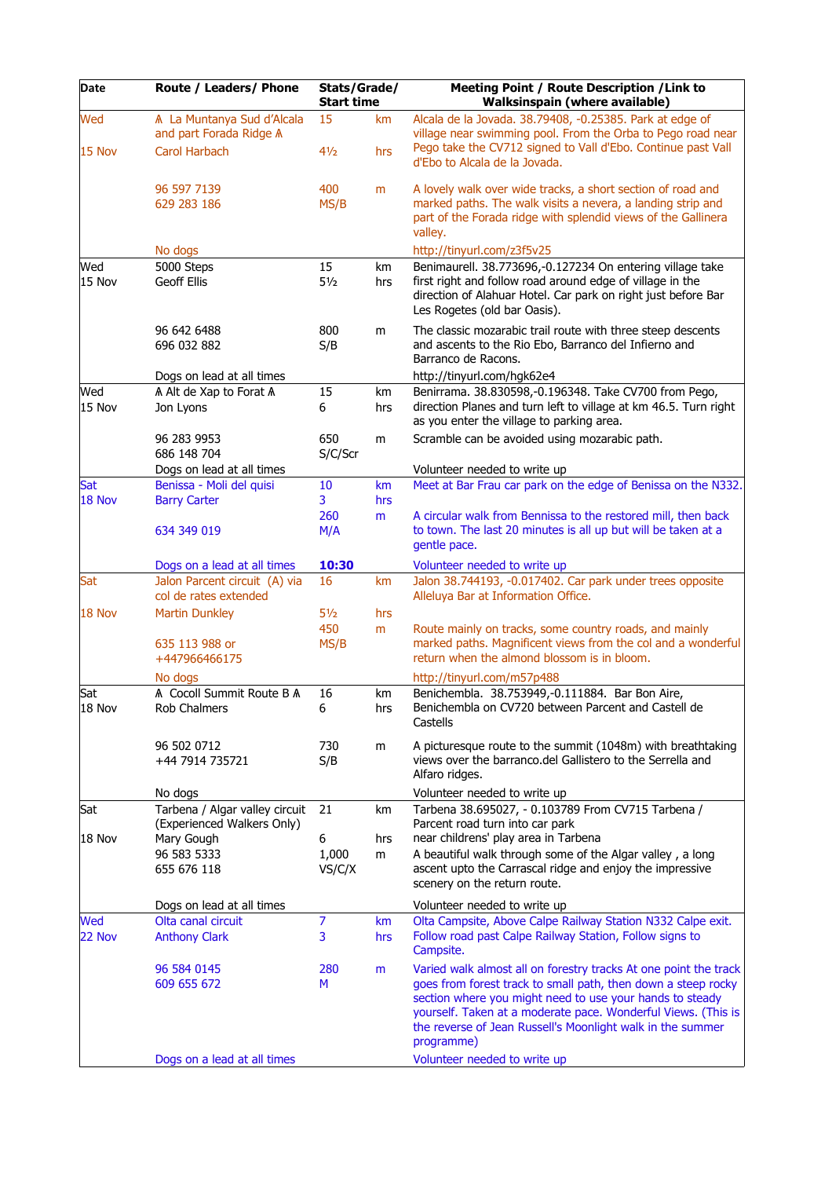| Date | Route / Leaders/ Phone | Stats/Grade/ Start time | | Meeting Point / Route Description /Link to Walksinspain (where available) |
|---|---|---|---|---|
| Wed 15 Nov | ⩓ La Muntanya Sud d'Alcala and part Forada Ridge ⩓ Carol Harbach 96 597 7139 629 283 186 No dogs | 15 4½ 400 MS/B | km hrs m | Alcala de la Jovada. 38.79408, -0.25385. Park at edge of village near swimming pool. From the Orba to Pego road near Pego take the CV712 signed to Vall d'Ebo. Continue past Vall d'Ebo to Alcala de la Jovada. A lovely walk over wide tracks, a short section of road and marked paths. The walk visits a nevera, a landing strip and part of the Forada ridge with splendid views of the Gallinera valley. http://tinyurl.com/z3f5v25 |
| Wed 15 Nov | 5000 Steps Geoff Ellis 96 642 6488 696 032 882 Dogs on lead at all times | 15 5½ 800 S/B | km hrs m | Benimaurell. 38.773696,-0.127234 On entering village take first right and follow road around edge of village in the direction of Alahuar Hotel. Car park on right just before Bar Les Rogetes (old bar Oasis). The classic mozarabic trail route with three steep descents and ascents to the Rio Ebo, Barranco del Infierno and Barranco de Racons. http://tinyurl.com/hgk62e4 |
| Wed 15 Nov | ⩓ Alt de Xap to Forat ⩓ Jon Lyons 96 283 9953 686 148 704 Dogs on lead at all times | 15 6 650 S/C/Scr | km hrs m | Benirrama. 38.830598,-0.196348. Take CV700 from Pego, direction Planes and turn left to village at km 46.5. Turn right as you enter the village to parking area. Scramble can be avoided using mozarabic path. Volunteer needed to write up |
| Sat 18 Nov | Benissa - Moli del quisi Barry Carter 634 349 019 Dogs on a lead at all times | 10 3 260 M/A **10:30** | km hrs m | Meet at Bar Frau car park on the edge of Benissa on the N332. A circular walk from Bennissa to the restored mill, then back to town. The last 20 minutes is all up but will be taken at a gentle pace. Volunteer needed to write up |
| Sat 18 Nov | Jalon Parcent circuit (A) via col de rates extended Martin Dunkley 635 113 988 or +447966466175 No dogs | 16 5½ 450 MS/B | km hrs m | Jalon 38.744193, -0.017402. Car park under trees opposite Alleluya Bar at Information Office. Route mainly on tracks, some country roads, and mainly marked paths. Magnificent views from the col and a wonderful return when the almond blossom is in bloom. http://tinyurl.com/m57p488 |
| Sat 18 Nov | ⩓ Cocoll Summit Route B ⩓ Rob Chalmers 96 502 0712 +44 7914 735721 No dogs | 16 6 730 S/B | km hrs m | Benichembla. 38.753949,-0.111884. Bar Bon Aire, Benichembla on CV720 between Parcent and Castell de Castells A picturesque route to the summit (1048m) with breathtaking views over the barranco.del Gallistero to the Serrella and Alfaro ridges. Volunteer needed to write up |
| Sat 18 Nov | Tarbena / Algar valley circuit (Experienced Walkers Only) Mary Gough 96 583 5333 655 676 118 Dogs on lead at all times | 21 6 1,000 VS/C/X | km hrs m | Tarbena 38.695027, - 0.103789 From CV715 Tarbena / Parcent road turn into car park near childrens' play area in Tarbena A beautiful walk through some of the Algar valley , a long ascent upto the Carrascal ridge and enjoy the impressive scenery on the return route. Volunteer needed to write up |
| Wed 22 Nov | Olta canal circuit Anthony Clark 96 584 0145 609 655 672 Dogs on a lead at all times | 7 3 280 M | km hrs m | Olta Campsite, Above Calpe Railway Station N332 Calpe exit. Follow road past Calpe Railway Station, Follow signs to Campsite. Varied walk almost all on forestry tracks At one point the track goes from forest track to small path, then down a steep rocky section where you might need to use your hands to steady yourself. Taken at a moderate pace. Wonderful Views. (This is the reverse of Jean Russell's Moonlight walk in the summer programme) Volunteer needed to write up |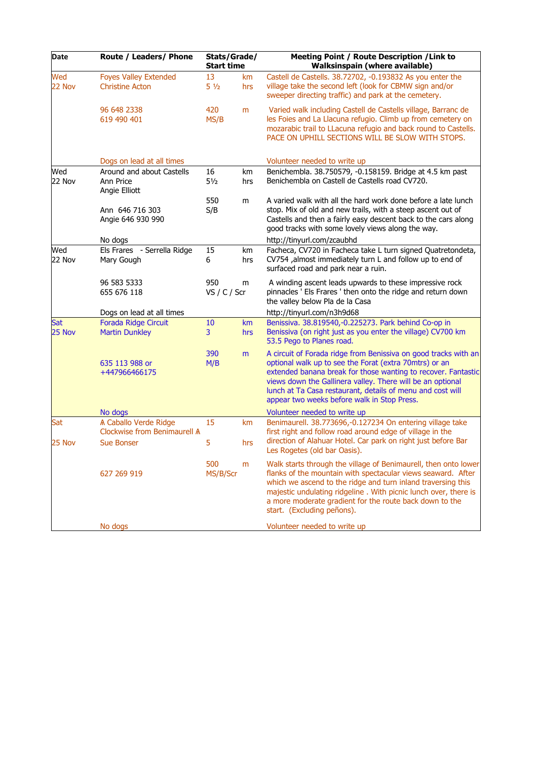| Date | Route / Leaders/ Phone | Stats/Grade/ Start time | | Meeting Point / Route Description /Link to Walksinspain (where available) |
|---|---|---|---|---|
| Wed 22 Nov | Foyes Valley Extended<br>Christine Acton<br><br>96 648 2338<br>619 490 401<br><br>Dogs on lead at all times | 13<br>5 ½<br><br>420<br>MS/B | km<br>hrs<br><br>m | Castell de Castells. 38.72702, -0.193832 As you enter the village take the second left (look for CBMW sign and/or sweeper directing traffic) and park at the cemetery.<br><br>Varied walk including Castell de Castells village, Barranc de les Foies and La Llacuna refugio. Climb up from cemetery on mozarabic trail to LLacuna refugio and back round to Castells. PACE ON UPHILL SECTIONS WILL BE SLOW WITH STOPS.<br><br>Volunteer needed to write up |
| Wed 22 Nov | Around and about Castells<br>Ann Price<br>Angie Elliott<br><br>Ann 646 716 303<br>Angie 646 930 990<br><br>No dogs | 16<br>5½<br><br>550<br>S/B | km<br>hrs<br><br>m | Benichembla. 38.750579, -0.158159. Bridge at 4.5 km past Benichembla on Castell de Castells road CV720.<br><br>A varied walk with all the hard work done before a late lunch stop. Mix of old and new trails, with a steep ascent out of Castells and then a fairly easy descent back to the cars along good tracks with some lovely views along the way.<br><br>http://tinyurl.com/zcaubhd |
| Wed 22 Nov | Els Frares - Serrella Ridge<br>Mary Gough<br><br>96 583 5333<br>655 676 118<br><br>Dogs on lead at all times | 15<br>6<br><br>950<br>VS / C / Scr | km<br>hrs<br><br>m | Facheca, CV720 in Facheca take L turn signed Quatretondeta, CV754 ,almost immediately turn L and follow up to end of surfaced road and park near a ruin.<br><br>A winding ascent leads upwards to these impressive rock pinnacles ' Els Frares ' then onto the ridge and return down the valley below Pla de la Casa<br><br>http://tinyurl.com/n3h9d68 |
| Sat 25 Nov | Forada Ridge Circuit<br>Martin Dunkley<br><br>635 113 988 or<br>+447966466175<br><br>No dogs | 10<br>3<br><br>390<br>M/B | km<br>hrs<br><br>m | Benissiva. 38.819540,-0.225273. Park behind Co-op in Benissiva (on right just as you enter the village) CV700 km 53.5 Pego to Planes road.<br><br>A circuit of Forada ridge from Benissiva on good tracks with an optional walk up to see the Forat (extra 70mtrs) or an extended banana break for those wanting to recover. Fantastic views down the Gallinera valley. There will be an optional lunch at Ta Casa restaurant, details of menu and cost will appear two weeks before walk in Stop Press.<br><br>Volunteer needed to write up |
| Sat<br><br>25 Nov | A Caballo Verde Ridge Clockwise from Benimaurell A<br>Sue Bonser<br><br>627 269 919<br><br>No dogs | 15<br>5<br><br>500<br>MS/B/Scr | km<br>hrs<br><br>m | Benimaurell. 38.773696,-0.127234 On entering village take first right and follow road around edge of village in the direction of Alahuar Hotel. Car park on right just before Bar Les Rogetes (old bar Oasis).<br><br>Walk starts through the village of Benimaurell, then onto lower flanks of the mountain with spectacular views seaward. After which we ascend to the ridge and turn inland traversing this majestic undulating ridgeline . With picnic lunch over, there is a more moderate gradient for the route back down to the start. (Excluding peñons).<br><br>Volunteer needed to write up |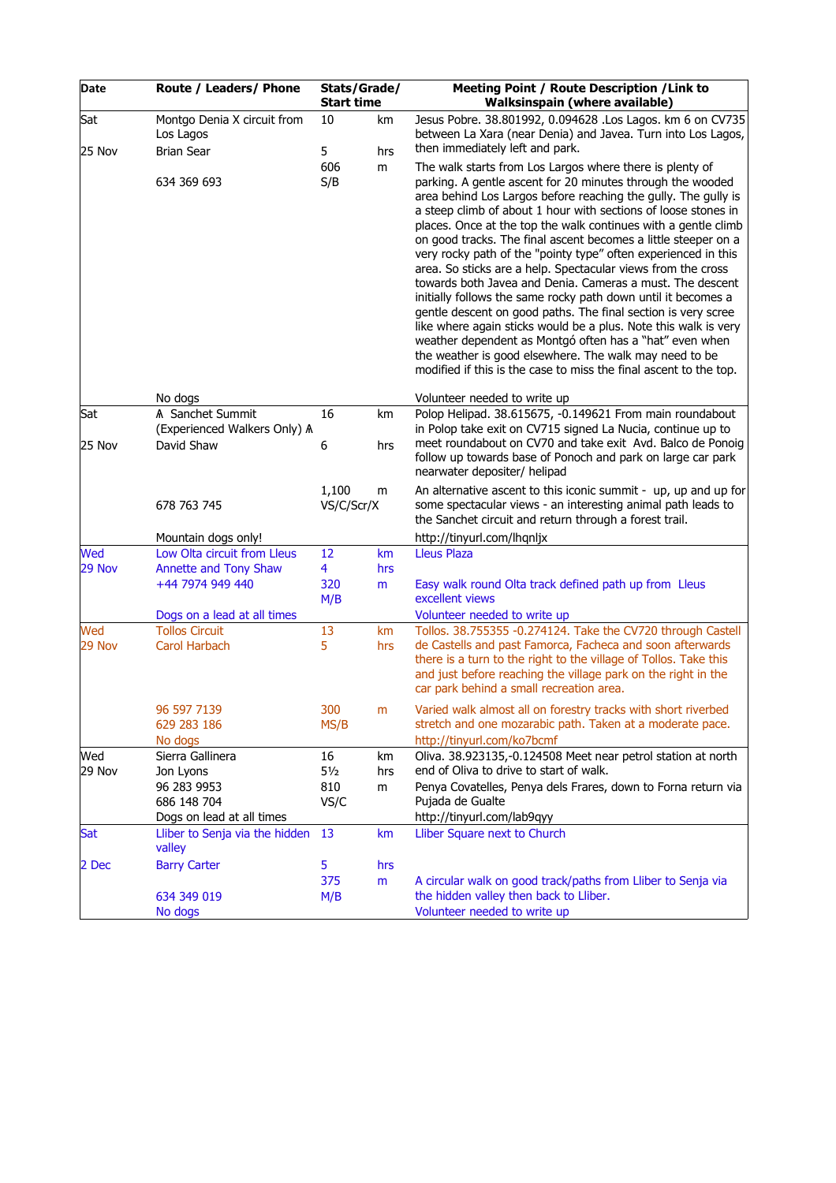| Date | Route / Leaders/ Phone | Stats/Grade/ Start time | | Meeting Point / Route Description /Link to Walksinspain (where available) |
|---|---|---|---|---|
| Sat<br><br>25 Nov | Montgo Denia X circuit from Los Lagos<br>Brian Sear<br><br>634 369 693<br><br><br><br><br><br><br><br><br><br><br><br><br><br>No dogs | 10<br><br>5<br>606<br>S/B | km<br><br>hrs<br>m | Jesus Pobre. 38.801992, 0.094628 .Los Lagos. km 6 on CV735 between La Xara (near Denia) and Javea. Turn into Los Lagos, then immediately left and park.<br><br>The walk starts from Los Largos where there is plenty of parking. A gentle ascent for 20 minutes through the wooded area behind Los Largos before reaching the gully. The gully is a steep climb of about 1 hour with sections of loose stones in places. Once at the top the walk continues with a gentle climb on good tracks. The final ascent becomes a little steeper on a very rocky path of the "pointy type" often experienced in this area. So sticks are a help. Spectacular views from the cross towards both Javea and Denia. Cameras a must. The descent initially follows the same rocky path down until it becomes a gentle descent on good paths. The final section is very scree like where again sticks would be a plus. Note this walk is very weather dependent as Montgó often has a "hat" even when the weather is good elsewhere. The walk may need to be modified if this is the case to miss the final ascent to the top.<br><br>Volunteer needed to write up |
| Sat<br><br>25 Nov | ₳ Sanchet Summit (Experienced Walkers Only) ₳<br>David Shaw<br><br>678 763 745<br><br>Mountain dogs only! | 16<br><br>6<br><br>1,100<br>VS/C/Scr/X | km<br><br>hrs<br><br>m | Polop Helipad. 38.615675, -0.149621 From main roundabout in Polop take exit on CV715 signed La Nucia, continue up to meet roundabout on CV70 and take exit Avd. Balco de Ponoig follow up towards base of Ponoch and park on large car park nearwater depositer/ helipad<br><br>An alternative ascent to this iconic summit - up, up and up for some spectacular views - an interesting animal path leads to the Sanchet circuit and return through a forest trail.<br><br>http://tinyurl.com/lhqnljx |
| Wed<br>29 Nov | Low Olta circuit from Lleus<br>Annette and Tony Shaw<br>+44 7974 949 440<br><br>Dogs on a lead at all times | 12<br>4<br>320<br>M/B | km<br>hrs<br>m | Lleus Plaza<br><br>Easy walk round Olta track defined path up from Lleus excellent views<br><br>Volunteer needed to write up |
| Wed<br>29 Nov | Tollos Circuit<br>Carol Harbach<br><br><br><br>96 597 7139<br>629 283 186<br>No dogs | 13<br>5<br><br><br><br>300<br>MS/B | km<br>hrs<br><br><br><br>m | Tollos. 38.755355 -0.274124. Take the CV720 through Castell de Castells and past Famorca, Facheca and soon afterwards there is a turn to the right to the village of Tollos. Take this and just before reaching the village park on the right in the car park behind a small recreation area.<br><br>Varied walk almost all on forestry tracks with short riverbed stretch and one mozarabic path. Taken at a moderate pace.<br>http://tinyurl.com/ko7bcmf |
| Wed<br>29 Nov | Sierra Gallinera<br>Jon Lyons<br>96 283 9953<br>686 148 704<br>Dogs on lead at all times | 16<br>5½<br>810<br>VS/C | km<br>hrs<br>m | Oliva. 38.923135,-0.124508 Meet near petrol station at north end of Oliva to drive to start of walk.<br>Penya Covatelles, Penya dels Frares, down to Forna return via Pujada de Gualte<br>http://tinyurl.com/lab9qyy |
| Sat<br><br>2 Dec | Lliber to Senja via the hidden valley<br>Barry Carter<br><br>634 349 019<br>No dogs | 13<br><br>5<br>375<br>M/B | km<br><br>hrs<br>m | Lliber Square next to Church<br><br>A circular walk on good track/paths from Lliber to Senja via the hidden valley then back to Lliber.<br>Volunteer needed to write up |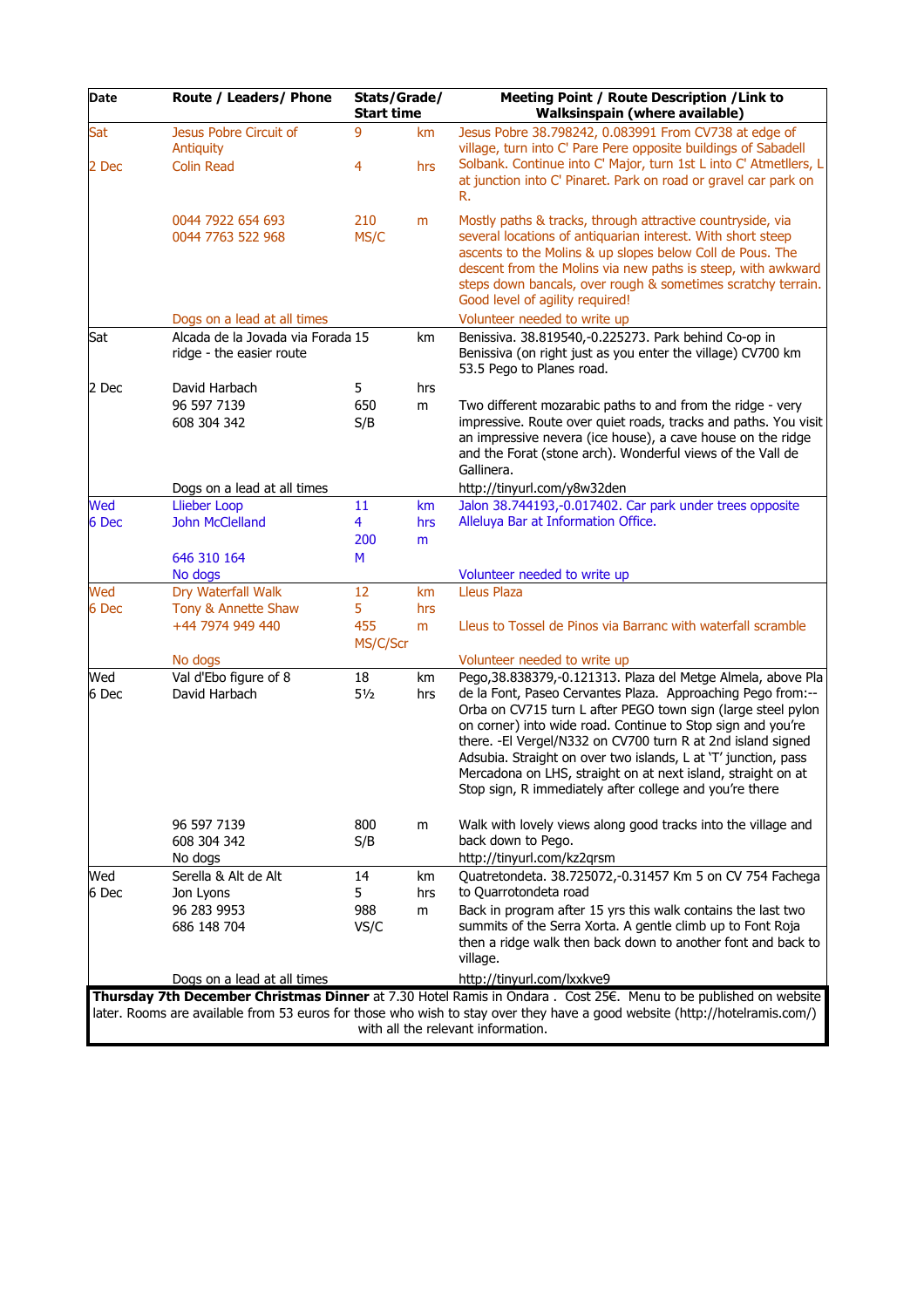| Date | Route / Leaders/ Phone | Stats/Grade/ Start time | | Meeting Point / Route Description /Link to Walksinspain (where available) |
|---|---|---|---|---|
| Sat<br>2 Dec | Jesus Pobre Circuit of Antiquity<br>Colin Read<br>0044 7922 654 693<br>0044 7763 522 968<br>Dogs on a lead at all times | 9<br>4<br>210<br>MS/C | km<br>hrs<br>m | Jesus Pobre 38.798242, 0.083991 From CV738 at edge of village, turn into C' Pare Pere opposite buildings of Sabadell Solbank. Continue into C' Major, turn 1st L into C' Atmetllers, L at junction into C' Pinaret. Park on road or gravel car park on R.<br>Mostly paths & tracks, through attractive countryside, via several locations of antiquarian interest. With short steep ascents to the Molins & up slopes below Coll de Pous. The descent from the Molins via new paths is steep, with awkward steps down bancals, over rough & sometimes scratchy terrain. Good level of agility required!<br>Volunteer needed to write up |
| Sat<br>2 Dec | Alcada de la Jovada via Forada ridge - the easier route<br>David Harbach<br>96 597 7139<br>608 304 342<br>Dogs on a lead at all times | 15<br>5<br>650<br>S/B | km<br>hrs<br>m | Benissiva. 38.819540,-0.225273. Park behind Co-op in Benissiva (on right just as you enter the village) CV700 km 53.5 Pego to Planes road.<br>Two different mozarabic paths to and from the ridge - very impressive. Route over quiet roads, tracks and paths. You visit an impressive nevera (ice house), a cave house on the ridge and the Forat (stone arch). Wonderful views of the Vall de Gallinera.<br>http://tinyurl.com/y8w32den |
| Wed<br>6 Dec | Llieber Loop<br>John McClelland<br>646 310 164<br>No dogs | 11<br>4<br>200<br>M | km<br>hrs<br>m | Jalon 38.744193,-0.017402. Car park under trees opposite Alleluya Bar at Information Office.<br>Volunteer needed to write up |
| Wed<br>6 Dec | Dry Waterfall Walk<br>Tony & Annette Shaw<br>+44 7974 949 440<br>No dogs | 12<br>5<br>455<br>MS/C/Scr | km<br>hrs<br>m | Lleus Plaza<br>Lleus to Tossel de Pinos via Barranc with waterfall scramble<br>Volunteer needed to write up |
| Wed<br>6 Dec | Val d'Ebo figure of 8<br>David Harbach<br>96 597 7139<br>608 304 342<br>No dogs | 18<br>5½<br>800<br>S/B | km<br>hrs<br>m | Pego,38.838379,-0.121313. Plaza del Metge Almela, above Pla de la Font, Paseo Cervantes Plaza. Approaching Pego from:-- Orba on CV715 turn L after PEGO town sign (large steel pylon on corner) into wide road. Continue to Stop sign and you're there. -El Vergel/N332 on CV700 turn R at 2nd island signed Adsubia. Straight on over two islands, L at 'T' junction, pass Mercadona on LHS, straight on at next island, straight on at Stop sign, R immediately after college and you're there<br>Walk with lovely views along good tracks into the village and back down to Pego.<br>http://tinyurl.com/kz2qrsm |
| Wed<br>6 Dec | Serella & Alt de Alt<br>Jon Lyons<br>96 283 9953<br>686 148 704<br>Dogs on a lead at all times | 14<br>5<br>988<br>VS/C | km<br>hrs<br>m | Quatretondeta. 38.725072,-0.31457 Km 5 on CV 754 Fachega to Quarrotondeta road<br>Back in program after 15 yrs this walk contains the last two summits of the Serra Xorta. A gentle climb up to Font Roja then a ridge walk then back down to another font and back to village.<br>http://tinyurl.com/lxxkve9 |

**Thursday 7th December Christmas Dinner** at 7.30 Hotel Ramis in Ondara . Cost 25€. Menu to be published on website later. Rooms are available from 53 euros for those who wish to stay over they have a good website (http://hotelramis.com/) with all the relevant information.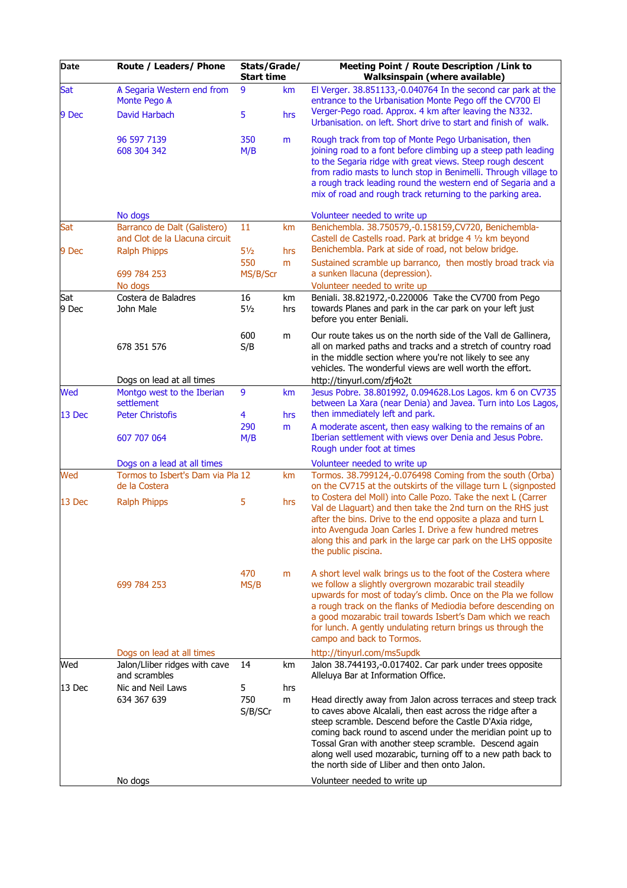| Date | Route / Leaders/ Phone | Stats/Grade/ Start time | | Meeting Point / Route Description /Link to Walksinspain (where available) |
|---|---|---|---|---|
| Sat 9 Dec | ∧ Segaria Western end from Monte Pego ∧ David Harbach 96 597 7139 608 304 342 No dogs | 9 5 350 M/B | km hrs m | El Verger. 38.851133,-0.040764 In the second car park at the entrance to the Urbanisation Monte Pego off the CV700 El Verger-Pego road. Approx. 4 km after leaving the N332. Urbanisation. on left. Short drive to start and finish of walk. Rough track from top of Monte Pego Urbanisation, then joining road to a font before climbing up a steep path leading to the Segaria ridge with great views. Steep rough descent from radio masts to lunch stop in Benimelli. Through village to a rough track leading round the western end of Segaria and a mix of road and rough track returning to the parking area. Volunteer needed to write up |
| Sat 9 Dec | Barranco de Dalt (Galistero) and Clot de la Llacuna circuit Ralph Phipps 699 784 253 No dogs | 11 5½ 550 MS/B/Scr | km hrs m | Benichembla. 38.750579,-0.158159,CV720, Benichembla-Castell de Castells road. Park at bridge 4 ½ km beyond Benichembla. Park at side of road, not below bridge. Sustained scramble up barranco, then mostly broad track via a sunken llacuna (depression). Volunteer needed to write up |
| Sat 9 Dec | Costera de Baladres John Male 678 351 576 Dogs on lead at all times | 16 5½ 600 S/B | km hrs m | Beniali. 38.821972,-0.220006 Take the CV700 from Pego towards Planes and park in the car park on your left just before you enter Beniali. Our route takes us on the north side of the Vall de Gallinera, all on marked paths and tracks and a stretch of country road in the middle section where you're not likely to see any vehicles. The wonderful views are well worth the effort. http://tinyurl.com/zfj4o2t |
| Wed 13 Dec | Montgo west to the Iberian settlement Peter Christofis 607 707 064 Dogs on a lead at all times | 9 4 290 M/B | km hrs m | Jesus Pobre. 38.801992, 0.094628.Los Lagos. km 6 on CV735 between La Xara (near Denia) and Javea. Turn into Los Lagos, then immediately left and park. A moderate ascent, then easy walking to the remains of an Iberian settlement with views over Denia and Jesus Pobre. Rough under foot at times Volunteer needed to write up |
| Wed 13 Dec | Tormos to Isbert's Dam via Pla de la Costera Ralph Phipps 699 784 253 Dogs on lead at all times | 12 5 470 MS/B | km hrs m | Tormos. 38.799124,-0.076498 Coming from the south (Orba) on the CV715 at the outskirts of the village turn L (signposted to Costera del Moll) into Calle Pozo. Take the next L (Carrer Val de Llaguart) and then take the 2nd turn on the RHS just after the bins. Drive to the end opposite a plaza and turn L into Avenguda Joan Carles I. Drive a few hundred metres along this and park in the large car park on the LHS opposite the public piscina. A short level walk brings us to the foot of the Costera where we follow a slightly overgrown mozarabic trail steadily upwards for most of today's climb. Once on the Pla we follow a rough track on the flanks of Mediodia before descending on a good mozarabic trail towards Isbert's Dam which we reach for lunch. A gently undulating return brings us through the campo and back to Tormos. http://tinyurl.com/ms5updk |
| Wed 13 Dec | Jalon/Lliber ridges with cave and scrambles Nic and Neil Laws 634 367 639 No dogs | 14 5 750 S/B/SCr | km hrs m | Jalon 38.744193,-0.017402. Car park under trees opposite Alleluya Bar at Information Office. Head directly away from Jalon across terraces and steep track to caves above Alcalali, then east across the ridge after a steep scramble. Descend before the Castle D'Axia ridge, coming back round to ascend under the meridian point up to Tossal Gran with another steep scramble. Descend again along well used mozarabic, turning off to a new path back to the north side of Lliber and then onto Jalon. Volunteer needed to write up |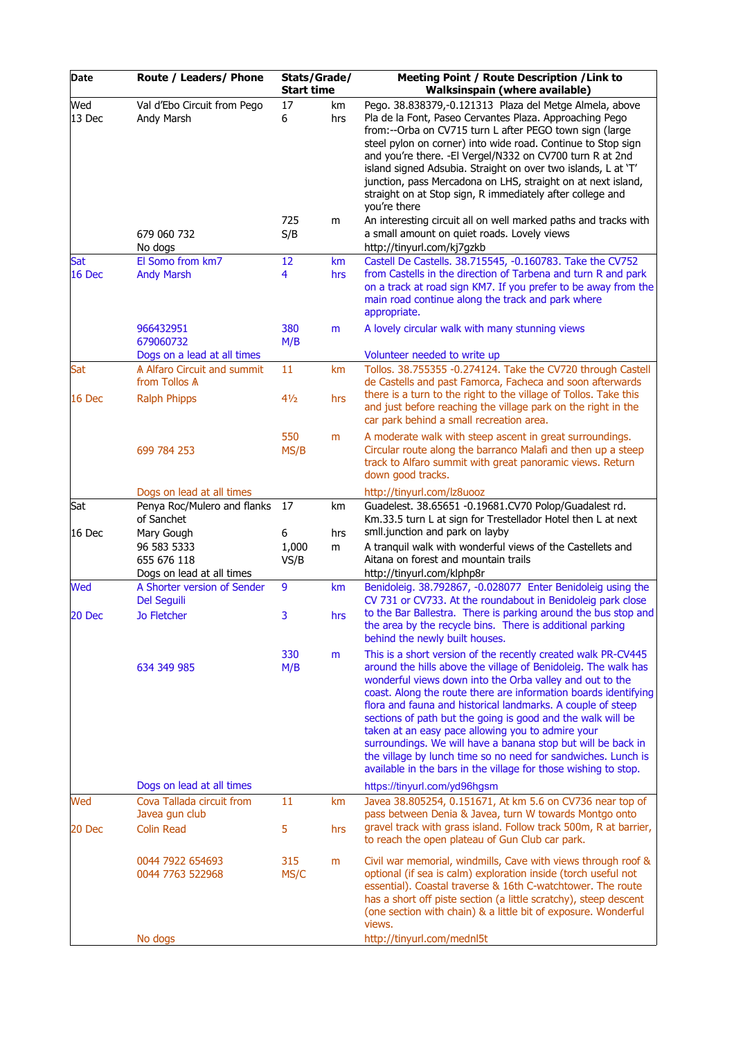| Date | Route / Leaders/ Phone | Stats/Grade/ Start time | | Meeting Point / Route Description /Link to Walksinspain (where available) |
|---|---|---|---|---|
| Wed 13 Dec | Val d'Ebo Circuit from Pego<br>Andy Marsh<br>679 060 732<br>No dogs | 17<br>6<br>725<br>S/B | km<br>hrs<br>m | Pego. 38.838379,-0.121313 Plaza del Metge Almela, above Pla de la Font, Paseo Cervantes Plaza. Approaching Pego from:--Orba on CV715 turn L after PEGO town sign (large steel pylon on corner) into wide road. Continue to Stop sign and you're there. -El Vergel/N332 on CV700 turn R at 2nd island signed Adsubia. Straight on over two islands, L at 'T' junction, pass Mercadona on LHS, straight on at next island, straight on at Stop sign, R immediately after college and you're there<br>An interesting circuit all on well marked paths and tracks with a small amount on quiet roads. Lovely views<br>http://tinyurl.com/kj7gzkb |
| Sat 16 Dec | El Somo from km7<br>Andy Marsh<br>966432951<br>679060732<br>Dogs on a lead at all times | 12<br>4<br>380<br>M/B | km<br>hrs<br>m | Castell De Castells. 38.715545, -0.160783. Take the CV752 from Castells in the direction of Tarbena and turn R and park on a track at road sign KM7. If you prefer to be away from the main road continue along the track and park where appropriate.<br>A lovely circular walk with many stunning views<br>Volunteer needed to write up |
| Sat 16 Dec | ⋀ Alfaro Circuit and summit from Tollos ⋀<br>Ralph Phipps<br>699 784 253<br>Dogs on lead at all times | 11<br>4½<br>550<br>MS/B | km<br>hrs<br>m | Tollos. 38.755355 -0.274124. Take the CV720 through Castell de Castells and past Famorca, Facheca and soon afterwards there is a turn to the right to the village of Tollos. Take this and just before reaching the village park on the right in the car park behind a small recreation area.<br>A moderate walk with steep ascent in great surroundings. Circular route along the barranco Malafi and then up a steep track to Alfaro summit with great panoramic views. Return down good tracks.<br>http://tinyurl.com/lz8uooz |
| Sat 16 Dec | Penya Roc/Mulero and flanks of Sanchet<br>Mary Gough<br>96 583 5333<br>655 676 118<br>Dogs on lead at all times | 17<br>6<br>1,000<br>VS/B | km<br>hrs<br>m | Guadelest. 38.65651 -0.19681.CV70 Polop/Guadalest rd. Km.33.5 turn L at sign for Trestellador Hotel then L at next smll.junction and park on layby<br>A tranquil walk with wonderful views of the Castellets and Aitana on forest and mountain trails<br>http://tinyurl.com/klphp8r |
| Wed 20 Dec | A Shorter version of Sender Del Seguili<br>Jo Fletcher<br>634 349 985<br>Dogs on lead at all times | 9<br>3<br>330<br>M/B | km<br>hrs<br>m | Benidoleig. 38.792867, -0.028077 Enter Benidoleig using the CV 731 or CV733. At the roundabout in Benidoleig park close to the Bar Ballestra. There is parking around the bus stop and the area by the recycle bins. There is additional parking behind the newly built houses.<br>This is a short version of the recently created walk PR-CV445 around the hills above the village of Benidoleig. The walk has wonderful views down into the Orba valley and out to the coast. Along the route there are information boards identifying flora and fauna and historical landmarks. A couple of steep sections of path but the going is good and the walk will be taken at an easy pace allowing you to admire your surroundings. We will have a banana stop but will be back in the village by lunch time so no need for sandwiches. Lunch is available in the bars in the village for those wishing to stop.<br>https://tinyurl.com/yd96hgsm |
| Wed 20 Dec | Cova Tallada circuit from Javea gun club<br>Colin Read<br>0044 7922 654693<br>0044 7763 522968<br>No dogs | 11<br>5<br>315<br>MS/C | km<br>hrs<br>m | Javea 38.805254, 0.151671, At km 5.6 on CV736 near top of pass between Denia & Javea, turn W towards Montgo onto gravel track with grass island. Follow track 500m, R at barrier, to reach the open plateau of Gun Club car park.<br>Civil war memorial, windmills, Cave with views through roof & optional (if sea is calm) exploration inside (torch useful not essential). Coastal traverse & 16th C-watchtower. The route has a short off piste section (a little scratchy), steep descent (one section with chain) & a little bit of exposure. Wonderful views.<br>http://tinyurl.com/mednl5t |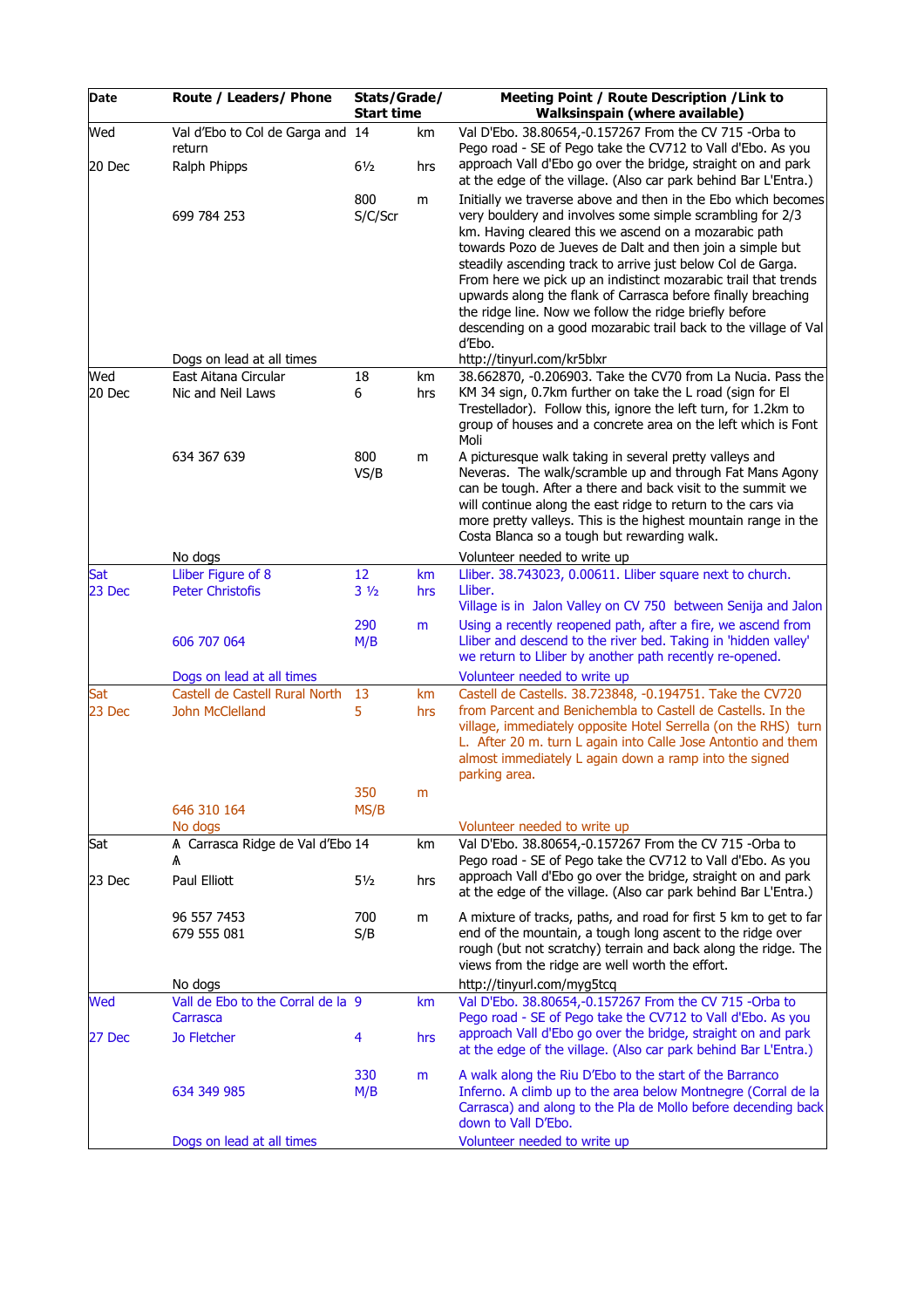| Date | Route / Leaders/ Phone | Stats/Grade/ Start time | | Meeting Point / Route Description /Link to Walksinspain (where available) |
|---|---|---|---|---|
| Wed<br><br>20 Dec | Val d'Ebo to Col de Garga and return<br>Ralph Phipps<br><br>699 784 253<br><br>Dogs on lead at all times | 14<br><br>6½<br><br>800<br>S/C/Scr | km<br><br>hrs<br><br>m | Val D'Ebo. 38.80654,-0.157267 From the CV 715 -Orba to Pego road - SE of Pego take the CV712 to Vall d'Ebo. As you approach Vall d'Ebo go over the bridge, straight on and park at the edge of the village. (Also car park behind Bar L'Entra.)<br>Initially we traverse above and then in the Ebo which becomes very bouldery and involves some simple scrambling for 2/3 km. Having cleared this we ascend on a mozarabic path towards Pozo de Jueves de Dalt and then join a simple but steadily ascending track to arrive just below Col de Garga. From here we pick up an indistinct mozarabic trail that trends upwards along the flank of Carrasca before finally breaching the ridge line. Now we follow the ridge briefly before descending on a good mozarabic trail back to the village of Val d'Ebo.<br>http://tinyurl.com/kr5blxr |
| Wed<br>20 Dec | East Aitana Circular<br>Nic and Neil Laws<br><br>634 367 639<br><br>No dogs | 18<br>6<br><br>800<br>VS/B | km<br>hrs<br><br>m | 38.662870, -0.206903. Take the CV70 from La Nucia. Pass the KM 34 sign, 0.7km further on take the L road (sign for El Trestellador). Follow this, ignore the left turn, for 1.2km to group of houses and a concrete area on the left which is Font Moli<br>A picturesque walk taking in several pretty valleys and Neveras. The walk/scramble up and through Fat Mans Agony can be tough. After a there and back visit to the summit we will continue along the east ridge to return to the cars via more pretty valleys. This is the highest mountain range in the Costa Blanca so a tough but rewarding walk.<br>Volunteer needed to write up |
| Sat<br>23 Dec | Lliber Figure of 8<br>Peter Christofis<br><br>606 707 064<br><br>Dogs on lead at all times | 12<br>3 ½<br><br>290<br>M/B | km<br>hrs<br><br>m | Lliber. 38.743023, 0.00611. Lliber square next to church. Lliber.<br>Village is in Jalon Valley on CV 750 between Senija and Jalon<br>Using a recently reopened path, after a fire, we ascend from Lliber and descend to the river bed. Taking in 'hidden valley' we return to Lliber by another path recently re-opened.<br>Volunteer needed to write up |
| Sat<br>23 Dec | Castell de Castell Rural North<br>John McClelland<br><br>646 310 164<br>No dogs | 13<br>5<br><br>350<br>MS/B | km<br>hrs<br><br>m | Castell de Castells. 38.723848, -0.194751. Take the CV720 from Parcent and Benichembla to Castell de Castells. In the village, immediately opposite Hotel Serrella (on the RHS) turn L. After 20 m. turn L again into Calle Jose Antontio and them almost immediately L again down a ramp into the signed parking area.<br><br>Volunteer needed to write up |
| Sat<br><br>23 Dec | ∧ Carrasca Ridge de Val d'Ebo ∧<br>Paul Elliott<br><br>96 557 7453<br>679 555 081<br><br>No dogs | 14<br><br>5½<br><br>700<br>S/B | km<br><br>hrs<br><br>m | Val D'Ebo. 38.80654,-0.157267 From the CV 715 -Orba to Pego road - SE of Pego take the CV712 to Vall d'Ebo. As you approach Vall d'Ebo go over the bridge, straight on and park at the edge of the village. (Also car park behind Bar L'Entra.)<br>A mixture of tracks, paths, and road for first 5 km to get to far end of the mountain, a tough long ascent to the ridge over rough (but not scratchy) terrain and back along the ridge. The views from the ridge are well worth the effort.<br>http://tinyurl.com/myg5tcq |
| Wed<br><br>27 Dec | Vall de Ebo to the Corral de la Carrasca<br>Jo Fletcher<br><br>634 349 985<br><br>Dogs on lead at all times | 9<br><br>4<br><br>330<br>M/B | km<br><br>hrs<br><br>m | Val D'Ebo. 38.80654,-0.157267 From the CV 715 -Orba to Pego road - SE of Pego take the CV712 to Vall d'Ebo. As you approach Vall d'Ebo go over the bridge, straight on and park at the edge of the village. (Also car park behind Bar L'Entra.)<br>A walk along the Riu D'Ebo to the start of the Barranco Inferno. A climb up to the area below Montnegre (Corral de la Carrasca) and along to the Pla de Mollo before decending back down to Vall D'Ebo.<br>Volunteer needed to write up |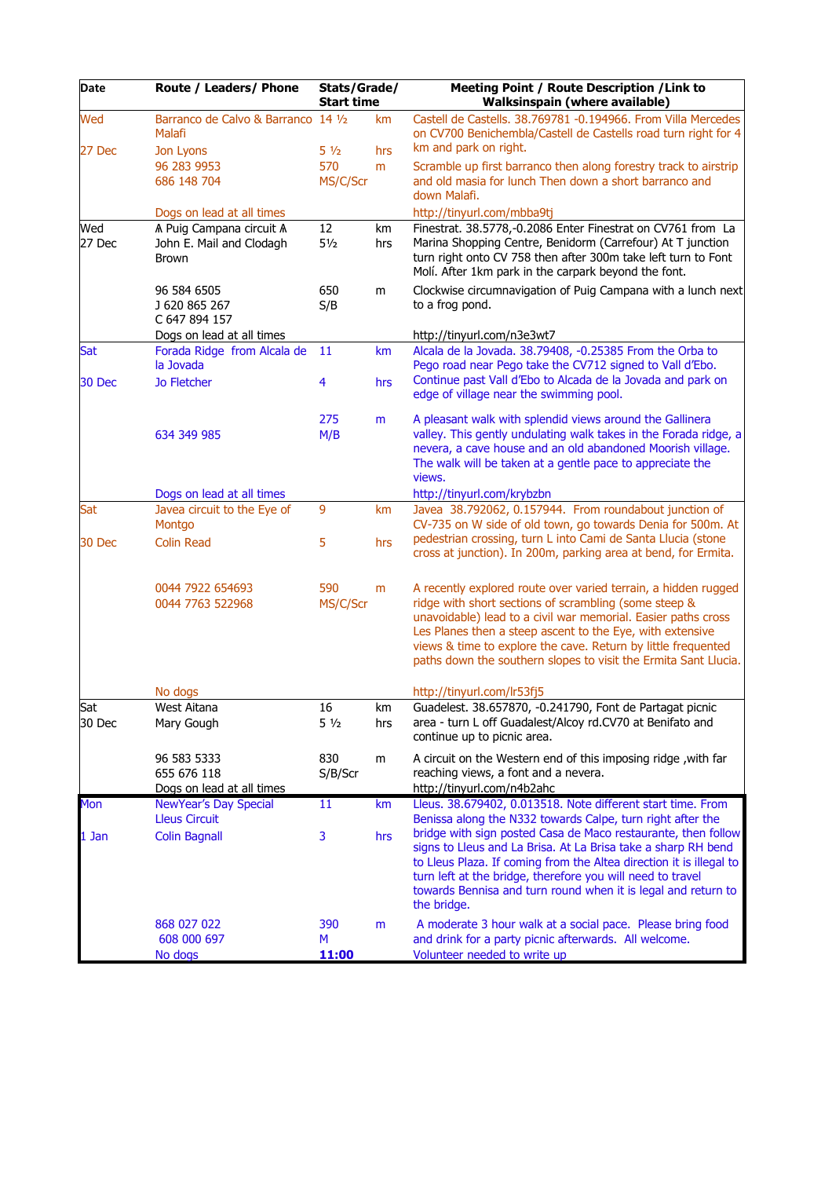| Date | Route / Leaders/ Phone | Stats/Grade/ Start time | | Meeting Point / Route Description /Link to Walksinspain (where available) |
|---|---|---|---|---|
| Wed<br>27 Dec | Barranco de Calvo & Barranco Malafi<br>Jon Lyons<br>96 283 9953<br>686 148 704<br>Dogs on lead at all times | 14 ½<br>5 ½<br>570<br>MS/C/Scr | km<br>hrs<br>m | Castell de Castells. 38.769781 -0.194966. From Villa Mercedes on CV700 Benichembla/Castell de Castells road turn right for 4 km and park on right.<br>Scramble up first barranco then along forestry track to airstrip and old masia for lunch Then down a short barranco and down Malafi.<br>http://tinyurl.com/mbba9tj |
| Wed<br>27 Dec | ⩚ Puig Campana circuit ⩚<br>John E. Mail and Clodagh Brown<br>96 584 6505<br>J 620 865 267<br>C 647 894 157<br>Dogs on lead at all times | 12<br>5½<br>650<br>S/B | km<br>hrs<br>m | Finestrat. 38.5778,-0.2086 Enter Finestrat on CV761 from La Marina Shopping Centre, Benidorm (Carrefour) At T junction turn right onto CV 758 then after 300m take left turn to Font Molí. After 1km park in the carpark beyond the font.<br>Clockwise circumnavigation of Puig Campana with a lunch next to a frog pond.<br>http://tinyurl.com/n3e3wt7 |
| Sat<br>30 Dec | Forada Ridge from Alcala de la Jovada<br>Jo Fletcher<br>634 349 985<br>Dogs on lead at all times | 11<br>4<br>275<br>M/B | km<br>hrs<br>m | Alcala de la Jovada. 38.79408, -0.25385 From the Orba to Pego road near Pego take the CV712 signed to Vall d'Ebo. Continue past Vall d'Ebo to Alcada de la Jovada and park on edge of village near the swimming pool.<br>A pleasant walk with splendid views around the Gallinera valley. This gently undulating walk takes in the Forada ridge, a nevera, a cave house and an old abandoned Moorish village. The walk will be taken at a gentle pace to appreciate the views.<br>http://tinyurl.com/krybzbn |
| Sat<br>30 Dec | Javea circuit to the Eye of Montgo<br>Colin Read<br>0044 7922 654693<br>0044 7763 522968<br>No dogs | 9<br>5<br>590<br>MS/C/Scr | km<br>hrs<br>m | Javea 38.792062, 0.157944. From roundabout junction of CV-735 on W side of old town, go towards Denia for 500m. At pedestrian crossing, turn L into Cami de Santa Llucia (stone cross at junction). In 200m, parking area at bend, for Ermita.<br>A recently explored route over varied terrain, a hidden rugged ridge with short sections of scrambling (some steep & unavoidable) lead to a civil war memorial. Easier paths cross Les Planes then a steep ascent to the Eye, with extensive views & time to explore the cave. Return by little frequented paths down the southern slopes to visit the Ermita Sant Llucia.<br>http://tinyurl.com/lr53fj5 |
| Sat<br>30 Dec | West Aitana<br>Mary Gough<br>96 583 5333<br>655 676 118<br>Dogs on lead at all times | 16<br>5 ½<br>830<br>S/B/Scr | km<br>hrs<br>m | Guadelest. 38.657870, -0.241790, Font de Partagat picnic area - turn L off Guadalest/Alcoy rd.CV70 at Benifato and continue up to picnic area.<br>A circuit on the Western end of this imposing ridge ,with far reaching views, a font and a nevera.<br>http://tinyurl.com/n4b2ahc |
| Mon<br>1 Jan | NewYear's Day Special Lleus Circuit<br>Colin Bagnall<br>868 027 022<br>608 000 697<br>No dogs | 11<br>3<br>390<br>M<br>**11:00** | km<br>hrs<br>m | Lleus. 38.679402, 0.013518. Note different start time. From Benissa along the N332 towards Calpe, turn right after the bridge with sign posted Casa de Maco restaurante, then follow signs to Lleus and La Brisa. At La Brisa take a sharp RH bend to Lleus Plaza. If coming from the Altea direction it is illegal to turn left at the bridge, therefore you will need to travel towards Bennisa and turn round when it is legal and return to the bridge.<br>A moderate 3 hour walk at a social pace. Please bring food and drink for a party picnic afterwards. All welcome.<br>Volunteer needed to write up |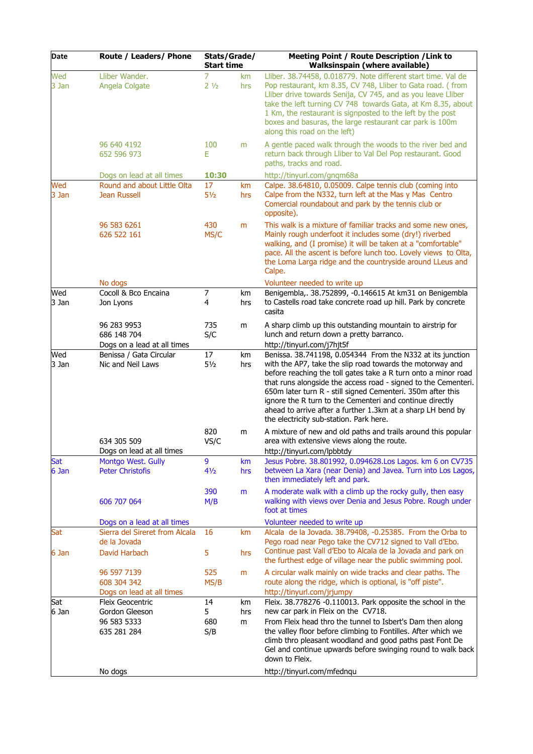| Date | Route / Leaders/ Phone | Stats/Grade/ Start time | | Meeting Point / Route Description /Link to Walksinspain (where available) |
|---|---|---|---|---|
| Wed 3 Jan | Lliber Wander. Angela Colgate | 7 2 ½ | km hrs | Lliber. 38.74458, 0.018779. Note different start time. Val de Pop restaurant, km 8.35, CV 748, Lliber to Gata road. ( from Lliber drive towards Senija, CV 745, and as you leave Lliber take the left turning CV 748 towards Gata, at Km 8.35, about 1 Km, the restaurant is signposted to the left by the post boxes and basuras, the large restaurant car park is 100m along this road on the left) |
| | 96 640 4192 652 596 973 | 100 E | m | A gentle paced walk through the woods to the river bed and return back through Lliber to Val Del Pop restaurant. Good paths, tracks and road. |
| | Dogs on lead at all times | **10:30** | | http://tinyurl.com/gnqm68a |
| Wed 3 Jan | Round and about Little Olta Jean Russell | 17 5½ | km hrs | Calpe. 38.64810, 0.05009. Calpe tennis club (coming into Calpe from the N332, turn left at the Mas y Mas Centro Comercial roundabout and park by the tennis club or opposite). |
| | 96 583 6261 626 522 161 | 430 MS/C | m | This walk is a mixture of familiar tracks and some new ones, Mainly rough underfoot it includes some (dry!) riverbed walking, and (I promise) it will be taken at a "comfortable" pace. All the ascent is before lunch too. Lovely views to Olta, the Loma Larga ridge and the countryside around LLeus and Calpe. |
| | No dogs | | | Volunteer needed to write up |
| Wed 3 Jan | Cocoll & Bco Encaina Jon Lyons | 7 4 | km hrs | Benigembla,. 38.752899, -0.146615 At km31 on Benigembla to Castells road take concrete road up hill. Park by concrete casita |
| | 96 283 9953 686 148 704 Dogs on a lead at all times | 735 S/C | m | A sharp climb up this outstanding mountain to airstrip for lunch and return down a pretty barranco. http://tinyurl.com/j7hjt5f |
| Wed 3 Jan | Benissa / Gata Circular Nic and Neil Laws | 17 5½ | km hrs | Benissa. 38.741198, 0.054344 From the N332 at its junction with the AP7, take the slip road towards the motorway and before reaching the toll gates take a R turn onto a minor road that runs alongside the access road - signed to the Cementeri. 650m later turn R - still signed Cementeri. 350m after this ignore the R turn to the Cementeri and continue directly ahead to arrive after a further 1.3km at a sharp LH bend by the electricity sub-station. Park here. |
| | 634 305 509 Dogs on lead at all times | 820 VS/C | m | A mixture of new and old paths and trails around this popular area with extensive views along the route. http://tinyurl.com/lpbbtdy |
| Sat 6 Jan | Montgo West. Gully Peter Christofis | 9 4½ | km hrs | Jesus Pobre. 38.801992, 0.094628.Los Lagos. km 6 on CV735 between La Xara (near Denia) and Javea. Turn into Los Lagos, then immediately left and park. |
| | 606 707 064 | 390 M/B | m | A moderate walk with a climb up the rocky gully, then easy walking with views over Denia and Jesus Pobre. Rough under foot at times |
| | Dogs on a lead at all times | | | Volunteer needed to write up |
| Sat 6 Jan | Sierra del Sireret from Alcala de la Jovada David Harbach | 16 5 | km hrs | Alcala de la Jovada. 38.79408, -0.25385. From the Orba to Pego road near Pego take the CV712 signed to Vall d'Ebo. Continue past Vall d'Ebo to Alcala de la Jovada and park on the furthest edge of village near the public swimming pool. |
| | 96 597 7139 608 304 342 Dogs on lead at all times | 525 MS/B | m | A circular walk mainly on wide tracks and clear paths. The route along the ridge, which is optional, is "off piste". http://tinyurl.com/jrjumpy |
| Sat 6 Jan | Fleix Geocentric Gordon Gleeson 96 583 5333 635 281 284 | 14 5 680 S/B | km hrs m | Fleix. 38.778276 -0.110013. Park opposite the school in the new car park in Fleix on the CV718. From Fleix head thro the tunnel to Isbert's Dam then along the valley floor before climbing to Fontilles. After which we climb thro pleasant woodland and good paths past Font De Gel and continue upwards before swinging round to walk back down to Fleix. |
| | No dogs | | | http://tinyurl.com/mfednqu |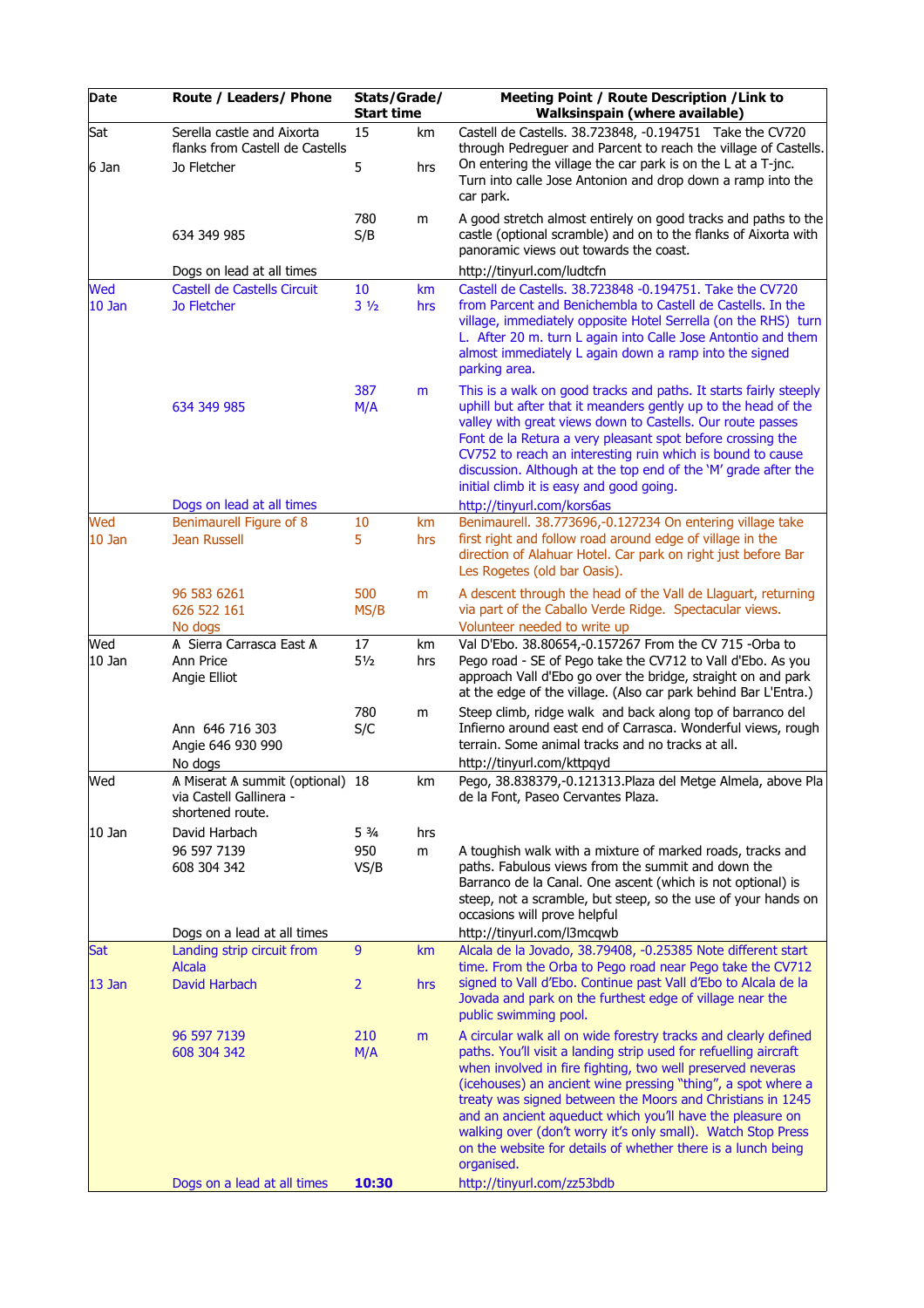| Date | Route / Leaders/ Phone | Stats/Grade/ Start time | | Meeting Point / Route Description /Link to Walksinspain (where available) |
|---|---|---|---|---|
| Sat<br><br>6 Jan | Serella castle and Aixorta flanks from Castell de Castells<br>Jo Fletcher<br><br><br>634 349 985<br><br>Dogs on lead at all times | 15<br><br>5<br><br>780<br>S/B | km<br><br>hrs<br><br>m | Castell de Castells. 38.723848, -0.194751 Take the CV720 through Pedreguer and Parcent to reach the village of Castells. On entering the village the car park is on the L at a T-jnc. Turn into calle Jose Antonion and drop down a ramp into the car park.<br>A good stretch almost entirely on good tracks and paths to the castle (optional scramble) and on to the flanks of Aixorta with panoramic views out towards the coast.<br>http://tinyurl.com/ludtcfn |
| Wed<br>10 Jan | Castell de Castells Circuit<br>Jo Fletcher<br><br><br>634 349 985<br><br><br><br>Dogs on lead at all times | 10<br>3 ½<br><br><br>387<br>M/A | km<br>hrs<br><br><br>m | Castell de Castells. 38.723848 -0.194751. Take the CV720 from Parcent and Benichembla to Castell de Castells. In the village, immediately opposite Hotel Serrella (on the RHS) turn L. After 20 m. turn L again into Calle Jose Antontio and them almost immediately L again down a ramp into the signed parking area.<br>This is a walk on good tracks and paths. It starts fairly steeply uphill but after that it meanders gently up to the head of the valley with great views down to Castells. Our route passes Font de la Retura a very pleasant spot before crossing the CV752 to reach an interesting ruin which is bound to cause discussion. Although at the top end of the 'M' grade after the initial climb it is easy and good going.<br>http://tinyurl.com/kors6as |
| Wed<br>10 Jan | Benimaurell Figure of 8<br>Jean Russell<br><br>96 583 6261<br>626 522 161<br>No dogs | 10<br>5<br><br>500<br>MS/B | km<br>hrs<br><br>m | Benimaurell. 38.773696,-0.127234 On entering village take first right and follow road around edge of village in the direction of Alahuar Hotel. Car park on right just before Bar Les Rogetes (old bar Oasis).<br>A descent through the head of the Vall de Llaguart, returning via part of the Caballo Verde Ridge. Spectacular views.<br>Volunteer needed to write up |
| Wed<br>10 Jan | ⩚ Sierra Carrasca East ⩚<br>Ann Price<br>Angie Elliot<br><br>Ann 646 716 303<br>Angie 646 930 990<br>No dogs | 17<br>5½<br><br>780<br>S/C | km<br>hrs<br><br>m | Val D'Ebo. 38.80654,-0.157267 From the CV 715 -Orba to Pego road - SE of Pego take the CV712 to Vall d'Ebo. As you approach Vall d'Ebo go over the bridge, straight on and park at the edge of the village. (Also car park behind Bar L'Entra.)<br>Steep climb, ridge walk and back along top of barranco del Infierno around east end of Carrasca. Wonderful views, rough terrain. Some animal tracks and no tracks at all.<br>http://tinyurl.com/kttpqyd |
| Wed<br><br><br>10 Jan | ⩚ Miserat ⩚ summit (optional) via Castell Gallinera - shortened route.<br>David Harbach<br>96 597 7139<br>608 304 342<br><br><br><br>Dogs on a lead at all times | 18<br><br><br>5 ¾<br>950<br>VS/B | km<br><br><br>hrs<br>m | Pego, 38.838379,-0.121313.Plaza del Metge Almela, above Pla de la Font, Paseo Cervantes Plaza.<br><br>A toughish walk with a mixture of marked roads, tracks and paths. Fabulous views from the summit and down the Barranco de la Canal. One ascent (which is not optional) is steep, not a scramble, but steep, so the use of your hands on occasions will prove helpful<br>http://tinyurl.com/l3mcqwb |
| Sat<br><br>13 Jan | Landing strip circuit from Alcala<br>David Harbach<br><br><br>96 597 7139<br>608 304 342<br><br><br><br><br><br><br>Dogs on a lead at all times | 9<br><br>2<br><br><br>210<br>M/A<br><br><br><br><br><br><br>**10:30** | km<br><br>hrs<br><br><br>m | Alcala de la Jovado, 38.79408, -0.25385 Note different start time. From the Orba to Pego road near Pego take the CV712 signed to Vall d'Ebo. Continue past Vall d'Ebo to Alcala de la Jovada and park on the furthest edge of village near the public swimming pool.<br>A circular walk all on wide forestry tracks and clearly defined paths. You'll visit a landing strip used for refuelling aircraft when involved in fire fighting, two well preserved neveras (icehouses) an ancient wine pressing "thing", a spot where a treaty was signed between the Moors and Christians in 1245 and an ancient aqueduct which you'll have the pleasure on walking over (don't worry it's only small). Watch Stop Press on the website for details of whether there is a lunch being organised.<br>http://tinyurl.com/zz53bdb |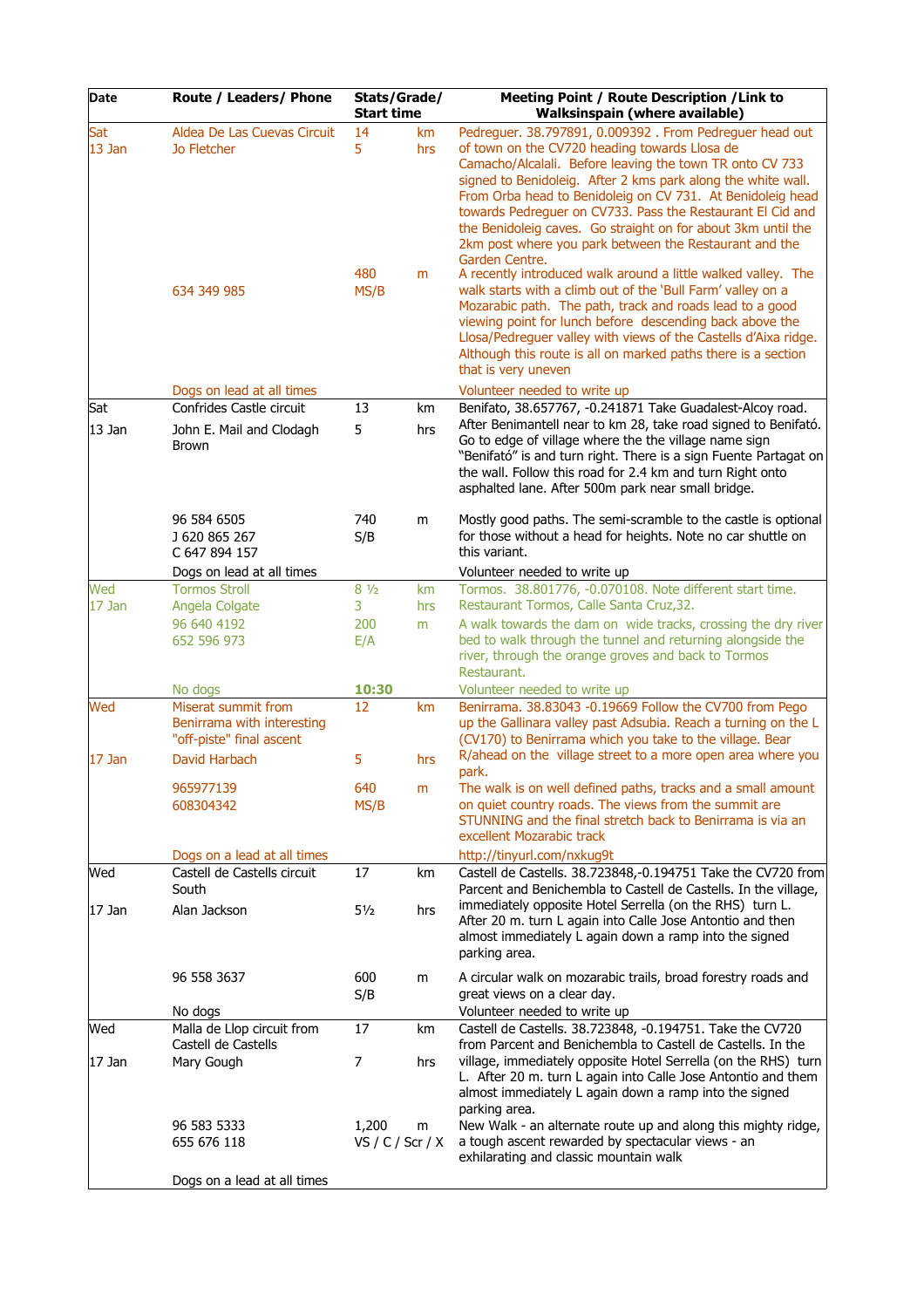| Date | Route / Leaders/ Phone | Stats/Grade/ Start time | | Meeting Point / Route Description /Link to Walksinspain (where available) |
|---|---|---|---|---|
| Sat 13 Jan | Aldea De Las Cuevas Circuit<br>Jo Fletcher<br><br>634 349 985<br><br>Dogs on lead at all times | 14<br>5<br>480<br>MS/B | km<br>hrs<br>m | Pedreguer. 38.797891, 0.009392 . From Pedreguer head out of town on the CV720 heading towards Llosa de Camacho/Alcalali. Before leaving the town TR onto CV 733 signed to Benidoleig. After 2 kms park along the white wall. From Orba head to Benidoleig on CV 731. At Benidoleig head towards Pedreguer on CV733. Pass the Restaurant El Cid and the Benidoleig caves. Go straight on for about 3km until the 2km post where you park between the Restaurant and the Garden Centre.<br>A recently introduced walk around a little walked valley. The walk starts with a climb out of the 'Bull Farm' valley on a Mozarabic path. The path, track and roads lead to a good viewing point for lunch before descending back above the Llosa/Pedreguer valley with views of the Castells d'Aixa ridge. Although this route is all on marked paths there is a section that is very uneven<br>Volunteer needed to write up |
| Sat 13 Jan | Confrides Castle circuit<br>John E. Mail and Clodagh Brown<br><br>96 584 6505<br>J 620 865 267<br>C 647 894 157<br>Dogs on lead at all times | 13<br>5<br>740<br>S/B | km<br>hrs<br>m | Benifato, 38.657767, -0.241871 Take Guadalest-Alcoy road. After Benimantell near to km 28, take road signed to Benifató. Go to edge of village where the the village name sign "Benifató" is and turn right. There is a sign Fuente Partagat on the wall. Follow this road for 2.4 km and turn Right onto asphalted lane. After 500m park near small bridge.<br>Mostly good paths. The semi-scramble to the castle is optional for those without a head for heights. Note no car shuttle on this variant.<br>Volunteer needed to write up |
| Wed 17 Jan | Tormos Stroll<br>Angela Colgate<br>96 640 4192<br>652 596 973<br><br>No dogs | 8 ½<br>3<br>200<br>E/A<br>**10:30** | km<br>hrs<br>m | Tormos. 38.801776, -0.070108. Note different start time. Restaurant Tormos, Calle Santa Cruz,32.<br>A walk towards the dam on wide tracks, crossing the dry river bed to walk through the tunnel and returning alongside the river, through the orange groves and back to Tormos Restaurant.<br>Volunteer needed to write up |
| Wed 17 Jan | Miserat summit from Benirrama with interesting "off-piste" final ascent<br>David Harbach<br>965977139<br>608304342<br><br>Dogs on a lead at all times | 12<br>5<br>640<br>MS/B | km<br>hrs<br>m | Benirrama. 38.83043 -0.19669 Follow the CV700 from Pego up the Gallinara valley past Adsubia. Reach a turning on the L (CV170) to Benirrama which you take to the village. Bear R/ahead on the village street to a more open area where you park.<br>The walk is on well defined paths, tracks and a small amount on quiet country roads. The views from the summit are STUNNING and the final stretch back to Benirrama is via an excellent Mozarabic track<br>http://tinyurl.com/nxkug9t |
| Wed 17 Jan | Castell de Castells circuit South<br>Alan Jackson<br><br>96 558 3637<br><br>No dogs | 17<br>5½<br>600<br>S/B | km<br>hrs<br>m | Castell de Castells. 38.723848,-0.194751 Take the CV720 from Parcent and Benichembla to Castell de Castells. In the village, immediately opposite Hotel Serrella (on the RHS) turn L. After 20 m. turn L again into Calle Jose Antontio and then almost immediately L again down a ramp into the signed parking area.<br>A circular walk on mozarabic trails, broad forestry roads and great views on a clear day.<br>Volunteer needed to write up |
| Wed 17 Jan | Malla de Llop circuit from Castell de Castells<br>Mary Gough<br><br>96 583 5333<br>655 676 118<br><br>Dogs on a lead at all times | 17<br>7<br>1,200<br>VS / C / Scr / X | km<br>hrs<br>m | Castell de Castells. 38.723848, -0.194751. Take the CV720 from Parcent and Benichembla to Castell de Castells. In the village, immediately opposite Hotel Serrella (on the RHS) turn L. After 20 m. turn L again into Calle Jose Antonio and them almost immediately L again down a ramp into the signed parking area.<br>New Walk - an alternate route up and along this mighty ridge, a tough ascent rewarded by spectacular views - an exhilarating and classic mountain walk |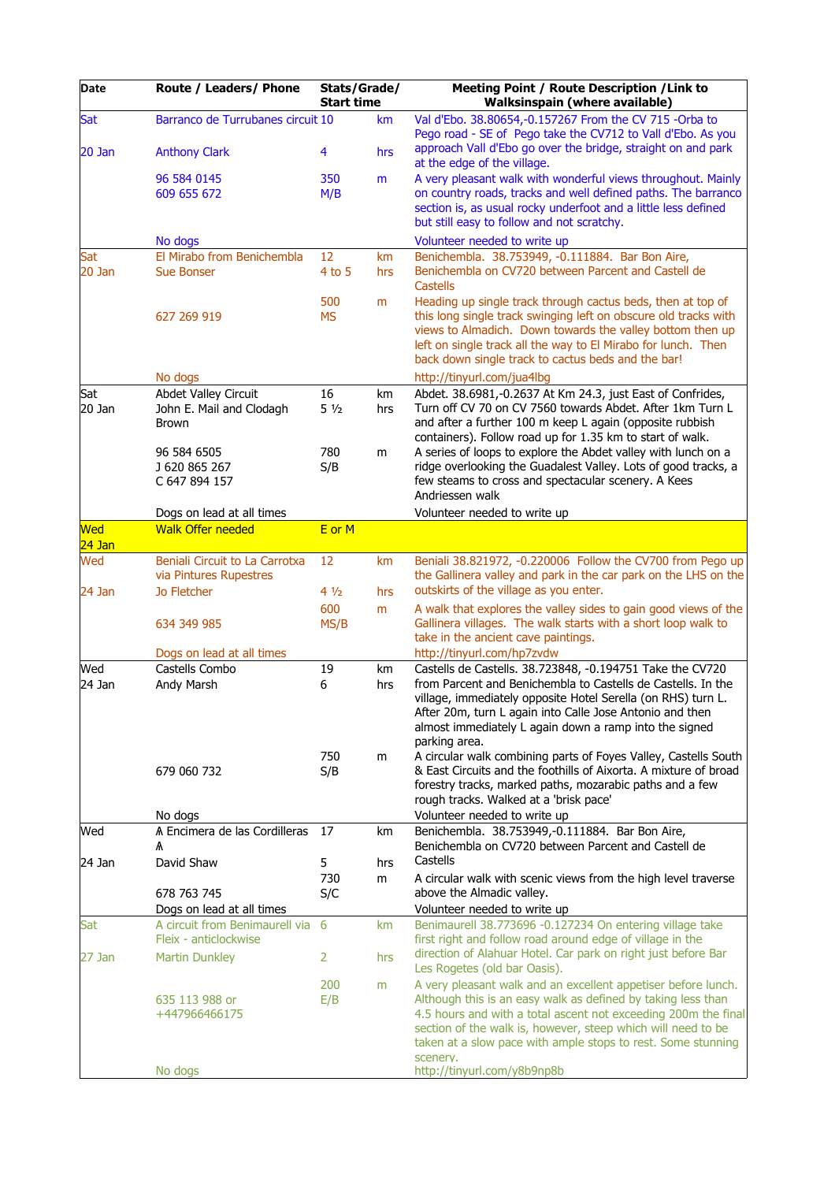| Date | Route / Leaders/ Phone | Stats/Grade/ Start time | | Meeting Point / Route Description /Link to Walksinspain (where available) |
|---|---|---|---|---|
| Sat 20 Jan | Barranco de Turrubanes circuit<br>Anthony Clark<br>96 584 0145<br>609 655 672<br>No dogs | 10<br>4<br>350<br>M/B | km<br>hrs<br>m | Val d'Ebo. 38.80654,-0.157267 From the CV 715 -Orba to Pego road - SE of Pego take the CV712 to Vall d'Ebo. As you approach Vall d'Ebo go over the bridge, straight on and park at the edge of the village.<br>A very pleasant walk with wonderful views throughout. Mainly on country roads, tracks and well defined paths. The barranco section is, as usual rocky underfoot and a little less defined but still easy to follow and not scratchy.<br>Volunteer needed to write up |
| Sat 20 Jan | El Mirabo from Benichembla<br>Sue Bonser<br>627 269 919<br>No dogs | 12<br>4 to 5<br>500<br>MS | km<br>hrs<br>m | Benichembla. 38.753949, -0.111884. Bar Bon Aire, Benichembla on CV720 between Parcent and Castell de Castells<br>Heading up single track through cactus beds, then at top of this long single track swinging left on obscure old tracks with views to Almadich. Down towards the valley bottom then up left on single track all the way to El Mirabo for lunch. Then back down single track to cactus beds and the bar!<br>http://tinyurl.com/jua4lbg |
| Sat 20 Jan | Abdet Valley Circuit<br>John E. Mail and Clodagh Brown<br>96 584 6505<br>J 620 865 267<br>C 647 894 157<br>Dogs on lead at all times | 16<br>5 ½<br>780<br>S/B | km<br>hrs<br>m | Abdet. 38.6981,-0.2637 At Km 24.3, just East of Confrides, Turn off CV 70 on CV 7560 towards Abdet. After 1km Turn L and after a further 100 m keep L again (opposite rubbish containers). Follow road up for 1.35 km to start of walk.<br>A series of loops to explore the Abdet valley with lunch on a ridge overlooking the Guadalest Valley. Lots of good tracks, a few steams to cross and spectacular scenery. A Kees Andriessen walk<br>Volunteer needed to write up |
| Wed 24 Jan | Walk Offer needed | E or M | | |
| Wed 24 Jan | Beniali Circuit to La Carrotxa via Pintures Rupestres<br>Jo Fletcher<br>634 349 985<br>Dogs on lead at all times | 12<br>4 ½<br>600<br>MS/B | km<br>hrs<br>m | Beniali 38.821972, -0.220006 Follow the CV700 from Pego up the Gallinera valley and park in the car park on the LHS on the outskirts of the village as you enter.<br>A walk that explores the valley sides to gain good views of the Gallinera villages. The walk starts with a short loop walk to take in the ancient cave paintings.<br>http://tinyurl.com/hp7zvdw |
| Wed 24 Jan | Castells Combo<br>Andy Marsh<br>679 060 732<br>No dogs | 19<br>6<br>750<br>S/B | km<br>hrs<br>m | Castells de Castells. 38.723848, -0.194751 Take the CV720 from Parcent and Benichembla to Castells de Castells. In the village, immediately opposite Hotel Serella (on RHS) turn L. After 20m, turn L again into Calle Jose Antonio and then almost immediately L again down a ramp into the signed parking area.<br>A circular walk combining parts of Foyes Valley, Castells South & East Circuits and the foothills of Aixorta. A mixture of broad forestry tracks, marked paths, mozarabic paths and a few rough tracks. Walked at a 'brisk pace'<br>Volunteer needed to write up |
| Wed 24 Jan | Λ Encimera de las Cordilleras Λ<br>David Shaw<br>678 763 745<br>Dogs on lead at all times | 17<br>5<br>730<br>S/C | km<br>hrs<br>m | Benichembla. 38.753949,-0.111884. Bar Bon Aire, Benichembla on CV720 between Parcent and Castell de Castells<br>A circular walk with scenic views from the high level traverse above the Almadic valley.<br>Volunteer needed to write up |
| Sat 27 Jan | A circuit from Benimaurell via Fleix - anticlockwise<br>Martin Dunkley<br>635 113 988 or +447966466175<br>No dogs | 6<br>2<br>200<br>E/B | km<br>hrs<br>m | Benimaurell 38.773696 -0.127234 On entering village take first right and follow road around edge of village in the direction of Alahuar Hotel. Car park on right just before Bar Les Rogetes (old bar Oasis).<br>A very pleasant walk and an excellent appetiser before lunch. Although this is an easy walk as defined by taking less than 4.5 hours and with a total ascent not exceeding 200m the final section of the walk is, however, steep which will need to be taken at a slow pace with ample stops to rest. Some stunning scenery.<br>http://tinyurl.com/y8b9np8b |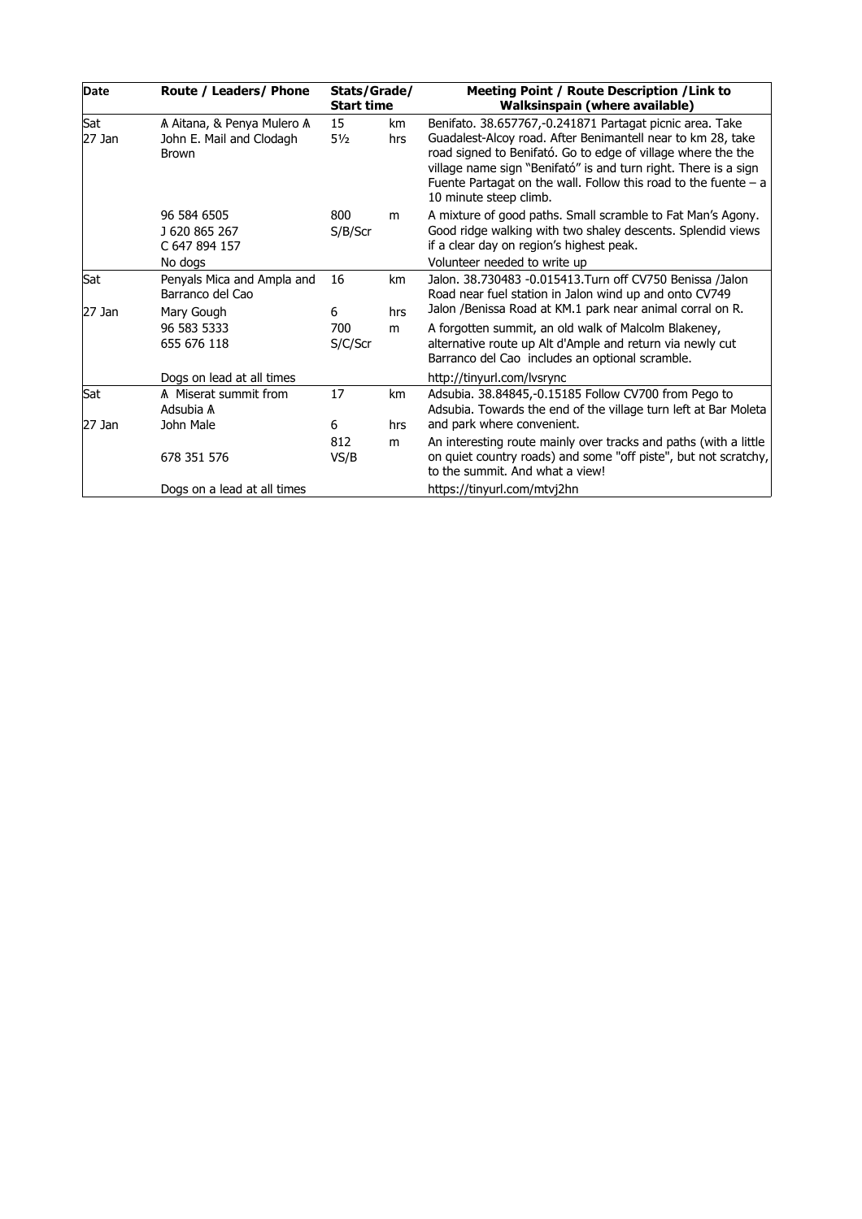| Date | Route / Leaders/ Phone | Stats/Grade/ Start time | | Meeting Point / Route Description /Link to Walksinspain (where available) |
|---|---|---|---|---|
| Sat 27 Jan | ⩚ Aitana, & Penya Mulero ⩚ John E. Mail and Clodagh Brown | 15 5½ | km hrs | Benifato. 38.657767,-0.241871 Partagat picnic area. Take Guadalest-Alcoy road. After Benimantell near to km 28, take road signed to Benifató. Go to edge of village where the the village name sign "Benifató" is and turn right. There is a sign Fuente Partagat on the wall. Follow this road to the fuente – a 10 minute steep climb. |
| | 96 584 6505 J 620 865 267 C 647 894 157 No dogs | 800 S/B/Scr | m | A mixture of good paths. Small scramble to Fat Man's Agony. Good ridge walking with two shaley descents. Splendid views if a clear day on region's highest peak. Volunteer needed to write up |
| Sat 27 Jan | Penyals Mica and Ampla and Barranco del Cao Mary Gough | 16 6 | km hrs | Jalon. 38.730483 -0.015413.Turn off CV750 Benissa /Jalon Road near fuel station in Jalon wind up and onto CV749 Jalon /Benissa Road at KM.1 park near animal corral on R. |
| | 96 583 5333 655 676 118 Dogs on lead at all times | 700 S/C/Scr | m | A forgotten summit, an old walk of Malcolm Blakeney, alternative route up Alt d'Ample and return via newly cut Barranco del Cao includes an optional scramble. http://tinyurl.com/lvsrync |
| Sat 27 Jan | ⩚ Miserat summit from Adsubia ⩚ John Male | 17 6 | km hrs | Adsubia. 38.84845,-0.15185 Follow CV700 from Pego to Adsubia. Towards the end of the village turn left at Bar Moleta and park where convenient. |
| | 678 351 576 Dogs on a lead at all times | 812 VS/B | m | An interesting route mainly over tracks and paths (with a little on quiet country roads) and some "off piste", but not scratchy, to the summit. And what a view! https://tinyurl.com/mtvj2hn |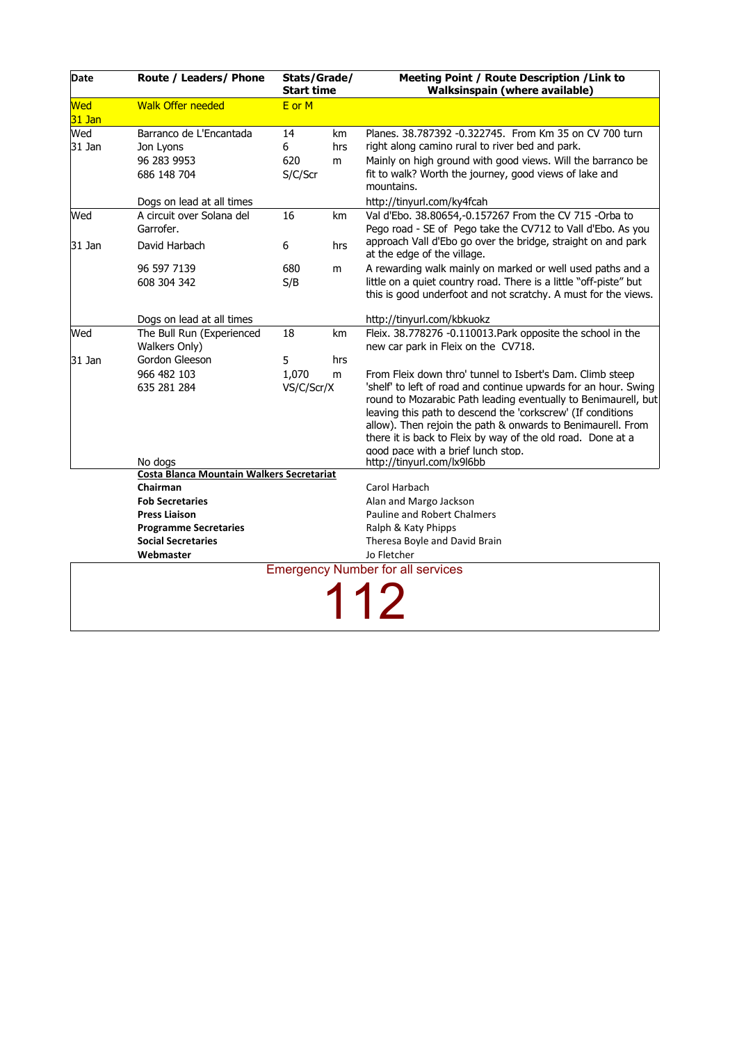| Date | Route / Leaders/ Phone | Stats/Grade/ Start time | | Meeting Point / Route Description /Link to Walksinspain (where available) |
|---|---|---|---|---|
| Wed 31 Jan | Walk Offer needed | E or M | | |
| Wed 31 Jan | Barranco de L'Encantada<br>Jon Lyons<br>96 283 9953<br>686 148 704<br><br>Dogs on lead at all times | 14<br>6<br>620<br>S/C/Scr | km<br>hrs<br>m | Planes. 38.787392 -0.322745. From Km 35 on CV 700 turn right along camino rural to river bed and park.<br>Mainly on high ground with good views. Will the barranco be fit to walk? Worth the journey, good views of lake and mountains.<br>http://tinyurl.com/ky4fcah |
| Wed 31 Jan | A circuit over Solana del Garrofer.<br>David Harbach<br>96 597 7139<br>608 304 342<br><br>Dogs on lead at all times | 16<br>6<br>680<br>S/B | km<br>hrs<br>m | Val d'Ebo. 38.80654,-0.157267 From the CV 715 -Orba to Pego road - SE of Pego take the CV712 to Vall d'Ebo. As you approach Vall d'Ebo go over the bridge, straight on and park at the edge of the village.<br>A rewarding walk mainly on marked or well used paths and a little on a quiet country road. There is a little "off-piste" but this is good underfoot and not scratchy. A must for the views.<br>http://tinyurl.com/kbkuokz |
| Wed 31 Jan | The Bull Run (Experienced Walkers Only)<br>Gordon Gleeson<br>966 482 103<br>635 281 284<br><br>No dogs | 18<br>5<br>1,070<br>VS/C/Scr/X | km<br>hrs<br>m | Fleix. 38.778276 -0.110013.Park opposite the school in the new car park in Fleix on the CV718.<br>From Fleix down thro' tunnel to Isbert's Dam. Climb steep 'shelf' to left of road and continue upwards for an hour. Swing round to Mozarabic Path leading eventually to Benimaurell, but leaving this path to descend the 'corkscrew' (If conditions allow). Then rejoin the path & onwards to Benimaurell. From there it is back to Fleix by way of the old road. Done at a good pace with a brief lunch stop.<br>http://tinyurl.com/lx9l6bb |

**Costa Blanca Mountain Walkers Secretariat**

| | |
|---|---|
| **Chairman** | Carol Harbach |
| **Fob Secretaries** | Alan and Margo Jackson |
| **Press Liaison** | Pauline and Robert Chalmers |
| **Programme Secretaries** | Ralph & Katy Phipps |
| **Social Secretaries** | Theresa Boyle and David Brain |
| **Webmaster** | Jo Fletcher |

Emergency Number for all services

# 112